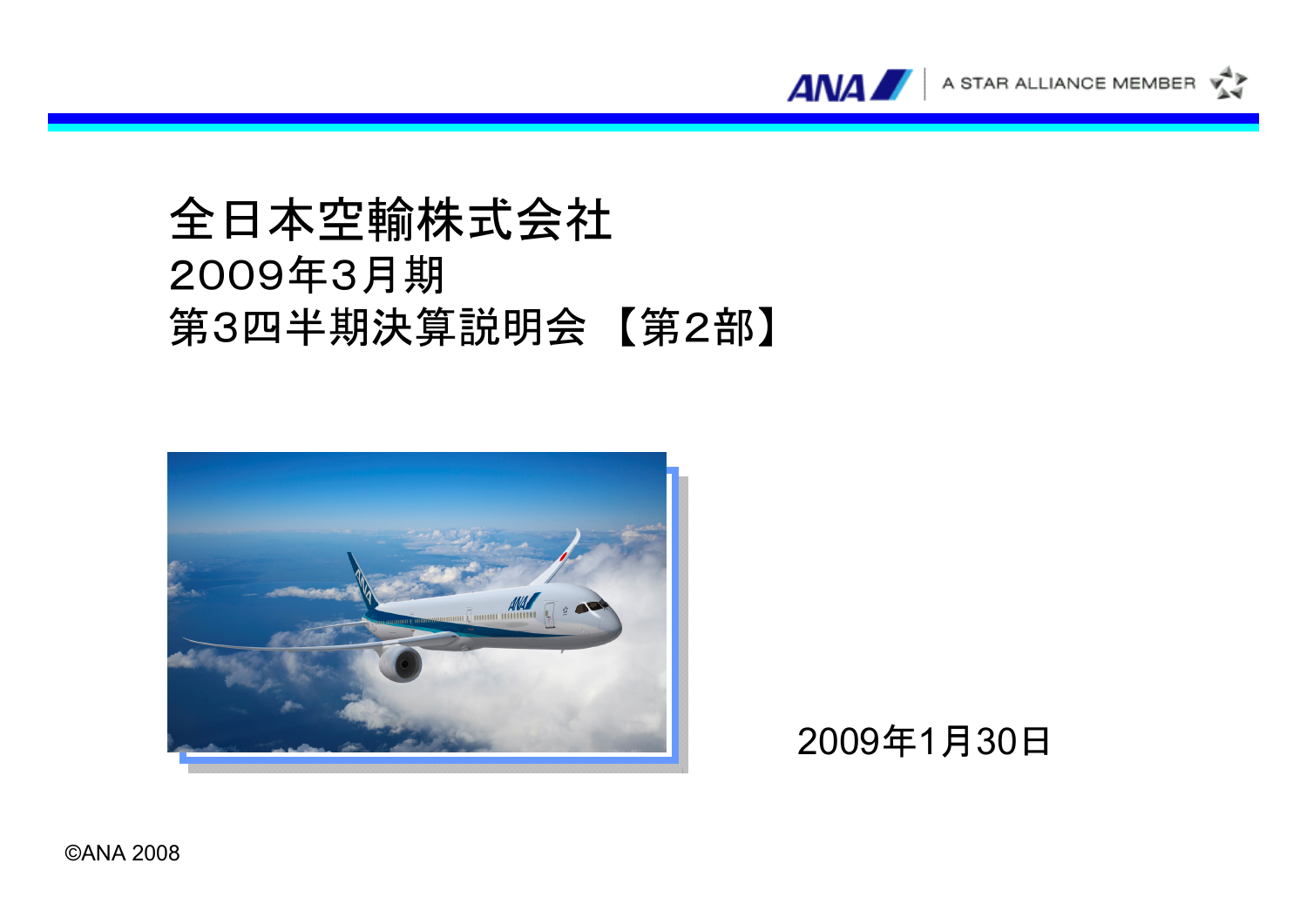# 全日本空輸株式会社
## 2009年3月期
## 第3四半期決算説明会 【第2部】

2009年1月30日

©ANA 2008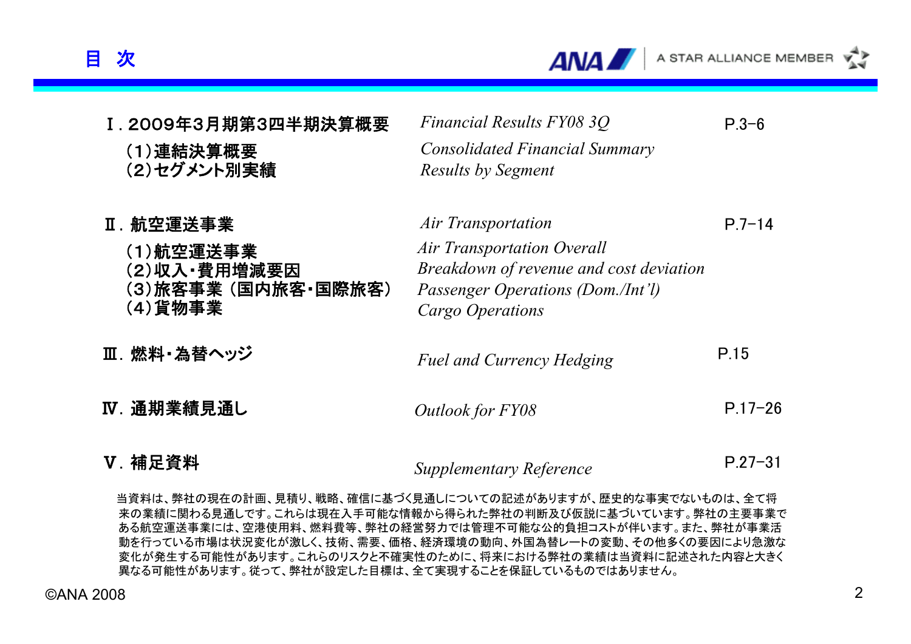# 目 次

| | | |
|---|---|---|
| **Ⅰ. 2009年3月期第3四半期決算概要** | *Financial Results FY08 3Q* | P.3-6 |
| **(1)連結決算概要** | *Consolidated Financial Summary* | |
| **(2)セグメント別実績** | *Results by Segment* | |
| **Ⅱ. 航空運送事業** | *Air Transportation* | P.7-14 |
| **(1)航空運送事業** | *Air Transportation Overall* | |
| **(2)収入・費用増減要因** | *Breakdown of revenue and cost deviation* | |
| **(3)旅客事業 (国内旅客・国際旅客)** | *Passenger Operations (Dom./Int'l)* | |
| **(4)貨物事業** | *Cargo Operations* | |
| **Ⅲ. 燃料・為替ヘッジ** | *Fuel and Currency Hedging* | P.15 |
| **Ⅳ. 通期業績見通し** | *Outlook for FY08* | P.17-26 |
| **Ⅴ. 補足資料** | *Supplementary Reference* | P.27-31 |

当資料は、弊社の現在の計画、見積り、戦略、確信に基づく見通しについての記述がありますが、歴史的な事実でないものは、全て将来の業績に関わる見通しです。これらは現在入手可能な情報から得られた弊社の判断及び仮説に基づいています。弊社の主要事業である航空運送事業には、空港使用料、燃料費等、弊社の経営努力では管理不可能な公的負担コストが伴います。また、弊社が事業活動を行っている市場は状況変化が激しく、技術、需要、価格、経済環境の動向、外国為替レートの変動、その他多くの要因により急激な変化が発生する可能性があります。これらのリスクと不確実性のために、将来における弊社の業績は当資料に記述された内容と大きく異なる可能性があります。従って、弊社が設定した目標は、全て実現することを保証しているものではありません。

©ANA 2008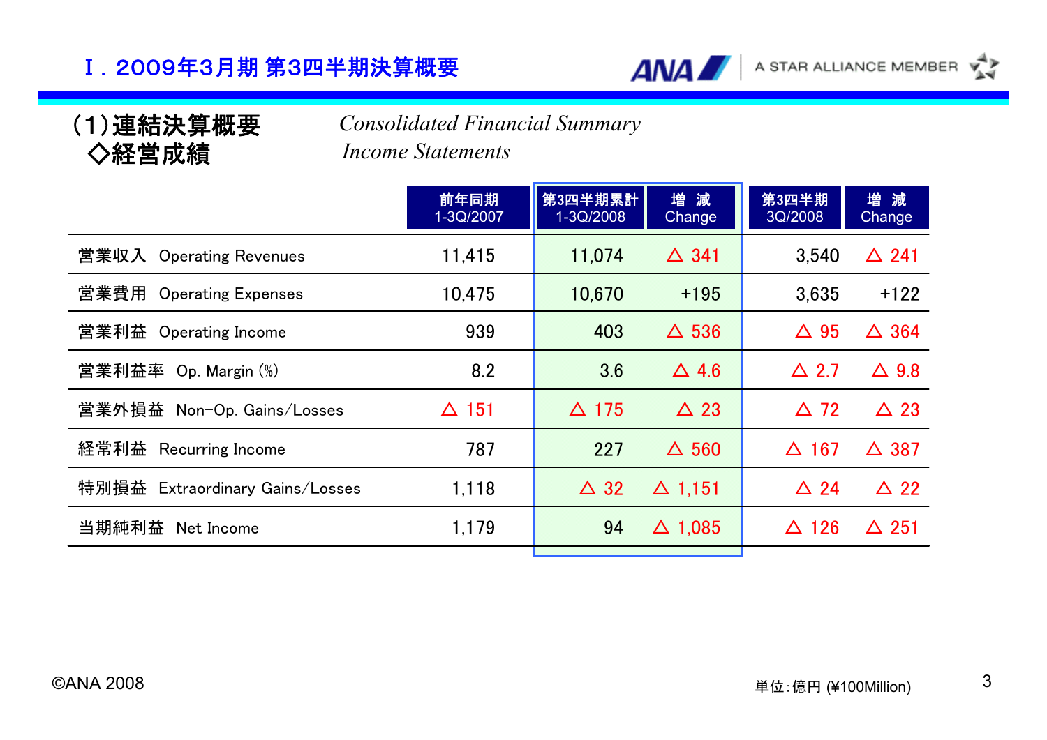# Ⅰ. 2009年3月期 第3四半期決算概要

## (1)連結決算概要 *Consolidated Financial Summary*
### ◇経営成績 *Income Statements*

| | 前年同期 1-3Q/2007 | 第3四半期累計 1-3Q/2008 | 増 減 Change | 第3四半期 3Q/2008 | 増 減 Change |
|---|---|---|---|---|---|
| 営業収入 Operating Revenues | 11,415 | 11,074 | △ 341 | 3,540 | △ 241 |
| 営業費用 Operating Expenses | 10,475 | 10,670 | +195 | 3,635 | +122 |
| 営業利益 Operating Income | 939 | 403 | △ 536 | △ 95 | △ 364 |
| 営業利益率 Op. Margin (%) | 8.2 | 3.6 | △ 4.6 | △ 2.7 | △ 9.8 |
| 営業外損益 Non-Op. Gains/Losses | △ 151 | △ 175 | △ 23 | △ 72 | △ 23 |
| 経常利益 Recurring Income | 787 | 227 | △ 560 | △ 167 | △ 387 |
| 特別損益 Extraordinary Gains/Losses | 1,118 | △ 32 | △ 1,151 | △ 24 | △ 22 |
| 当期純利益 Net Income | 1,179 | 94 | △ 1,085 | △ 126 | △ 251 |

©ANA 2008

単位:億円 (¥100Million)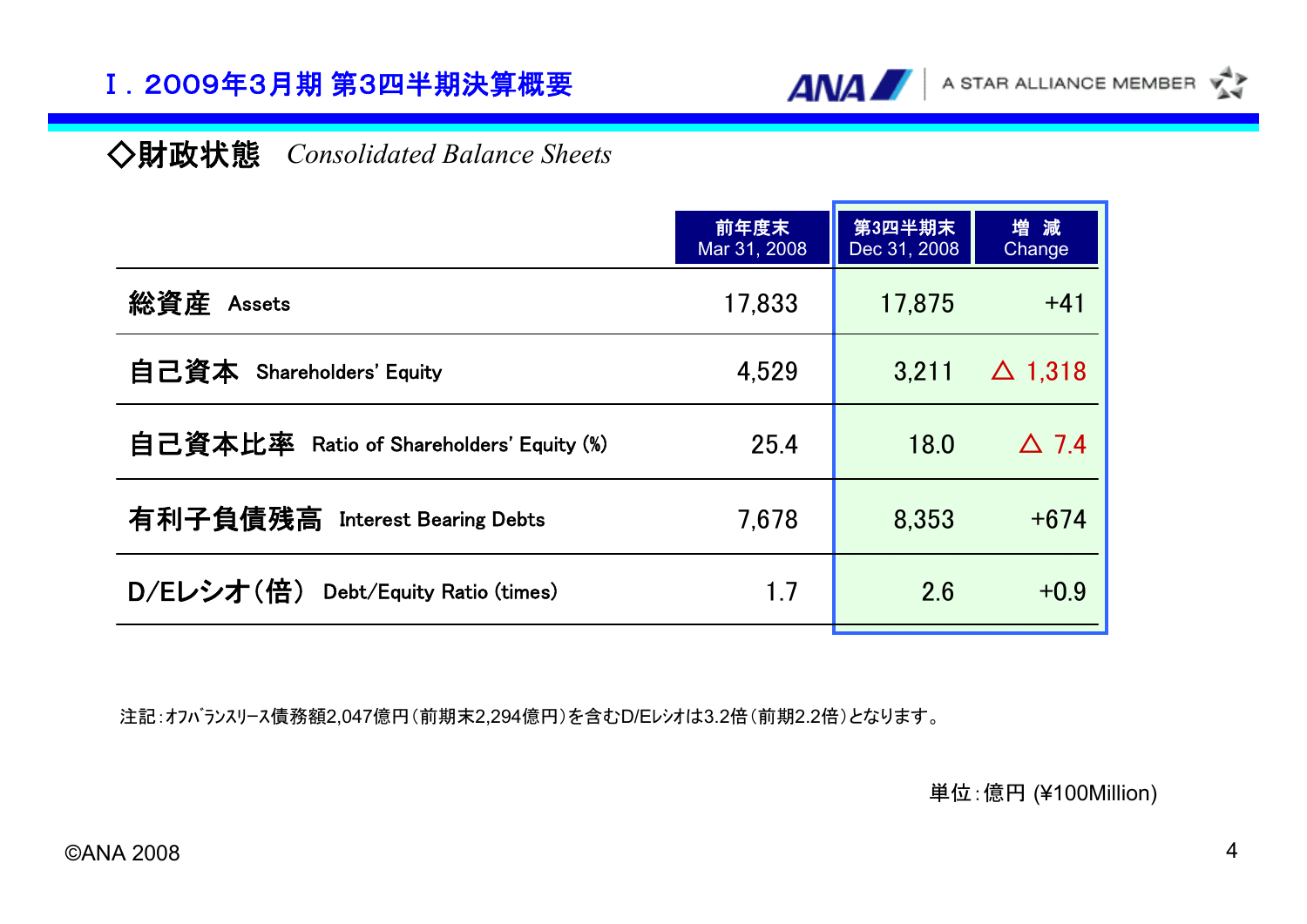# Ⅰ. 2009年3月期 第3四半期決算概要

## ◇財政状態 *Consolidated Balance Sheets*

| | 前年度末 Mar 31, 2008 | 第3四半期末 Dec 31, 2008 | 増 減 Change |
|---|---|---|---|
| 総資産 Assets | 17,833 | 17,875 | +41 |
| 自己資本 Shareholders' Equity | 4,529 | 3,211 | △ 1,318 |
| 自己資本比率 Ratio of Shareholders' Equity (%) | 25.4 | 18.0 | △ 7.4 |
| 有利子負債残高 Interest Bearing Debts | 7,678 | 8,353 | +674 |
| D/Eレシオ(倍) Debt/Equity Ratio (times) | 1.7 | 2.6 | +0.9 |

注記:ｵﾌﾊﾞﾗﾝｽﾘｰｽ債務額2,047億円(前期末2,294億円)を含むD/Eﾚｼｵは3.2倍(前期2.2倍)となります。

単位:億円 (¥100Million)

©ANA 2008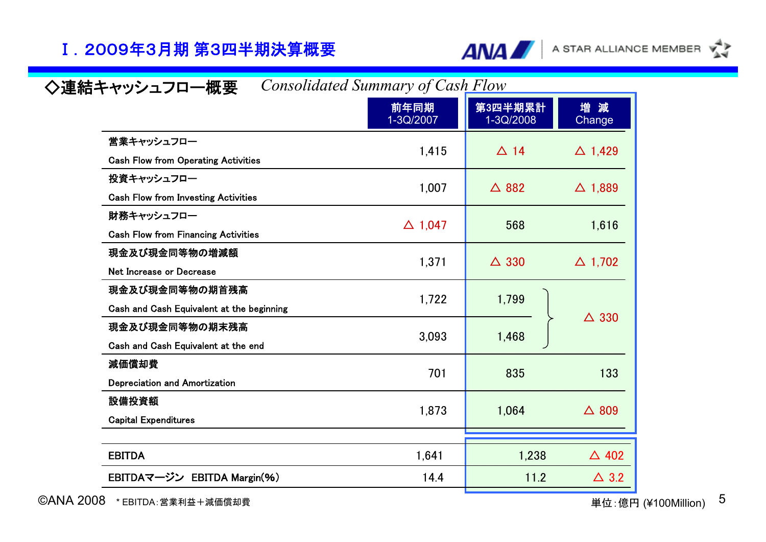# Ⅰ. 2009年3月期 第3四半期決算概要

## ◇連結キャッシュフロー概要　*Consolidated Summary of Cash Flow*

| | 前年同期 1-3Q/2007 | 第3四半期累計 1-3Q/2008 | 増　減 Change |
|---|---|---|---|
| 営業キャッシュフロー Cash Flow from Operating Activities | 1,415 | △ 14 | △ 1,429 |
| 投資キャッシュフロー Cash Flow from Investing Activities | 1,007 | △ 882 | △ 1,889 |
| 財務キャッシュフロー Cash Flow from Financing Activities | △ 1,047 | 568 | 1,616 |
| 現金及び現金同等物の増減額 Net Increase or Decrease | 1,371 | △ 330 | △ 1,702 |
| 現金及び現金同等物の期首残高 Cash and Cash Equivalent at the beginning | 1,722 | 1,799 | △ 330 |
| 現金及び現金同等物の期末残高 Cash and Cash Equivalent at the end | 3,093 | 1,468 | |
| 減価償却費 Depreciation and Amortization | 701 | 835 | 133 |
| 設備投資額 Capital Expenditures | 1,873 | 1,064 | △ 809 |
| EBITDA | 1,641 | 1,238 | △ 402 |
| EBITDAマージン　EBITDA Margin(%) | 14.4 | 11.2 | △ 3.2 |

＊EBITDA：営業利益＋減価償却費

単位：億円 (¥100Million)

©ANA 2008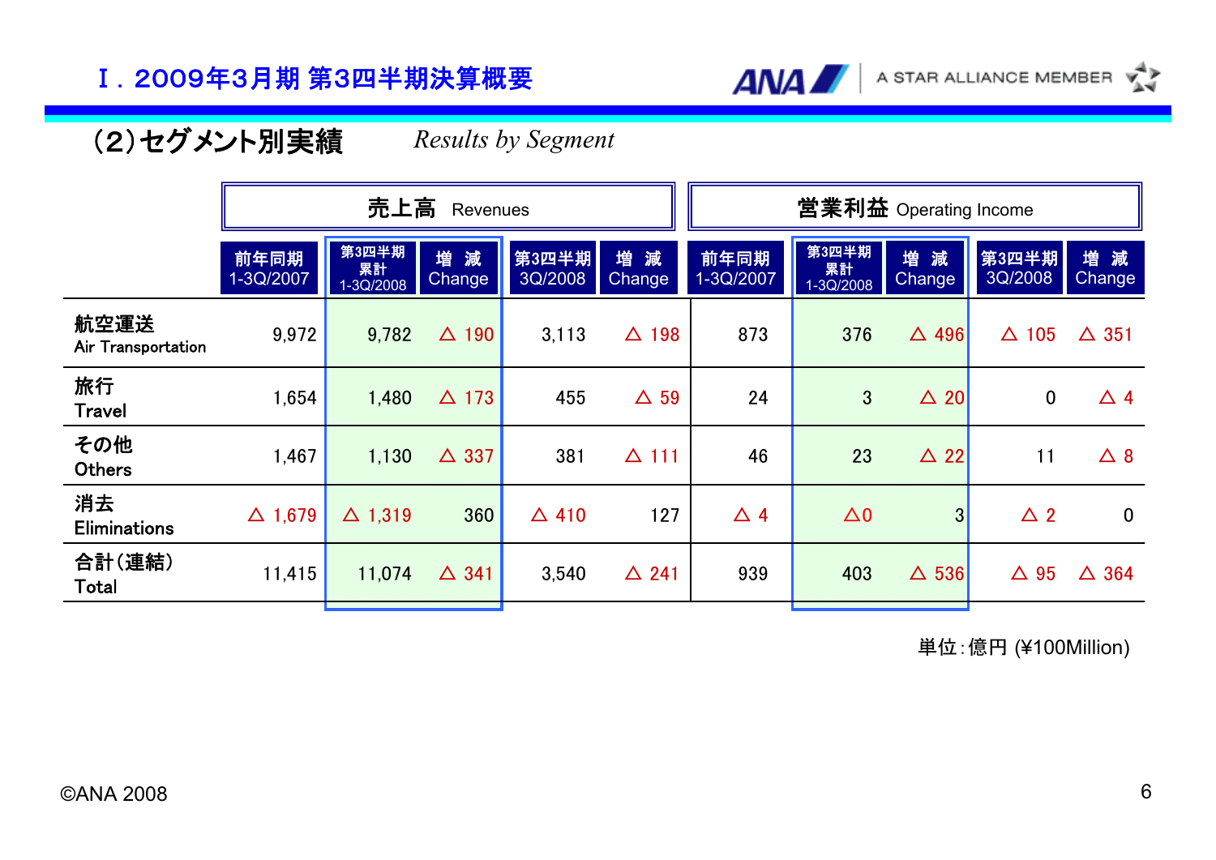## Ⅰ. 2009年3月期 第3四半期決算概要

### (2)セグメント別実績 *Results by Segment*

| | 売上高 Revenues | | | | | 営業利益 Operating Income | | | | |
|---|---|---|---|---|---|---|---|---|---|---|
| | 前年同期 1-3Q/2007 | 第3四半期累計 1-3Q/2008 | 増 減 Change | 第3四半期 3Q/2008 | 増 減 Change | 前年同期 1-3Q/2007 | 第3四半期累計 1-3Q/2008 | 増 減 Change | 第3四半期 3Q/2008 | 増 減 Change |
| 航空運送 Air Transportation | 9,972 | 9,782 | △ 190 | 3,113 | △ 198 | 873 | 376 | △ 496 | △ 105 | △ 351 |
| 旅行 Travel | 1,654 | 1,480 | △ 173 | 455 | △ 59 | 24 | 3 | △ 20 | 0 | △ 4 |
| その他 Others | 1,467 | 1,130 | △ 337 | 381 | △ 111 | 46 | 23 | △ 22 | 11 | △ 8 |
| 消去 Eliminations | △ 1,679 | △ 1,319 | 360 | △ 410 | 127 | △ 4 | △0 | 3 | △ 2 | 0 |
| 合計(連結) Total | 11,415 | 11,074 | △ 341 | 3,540 | △ 241 | 939 | 403 | △ 536 | △ 95 | △ 364 |

単位:億円 (¥100Million)

©ANA 2008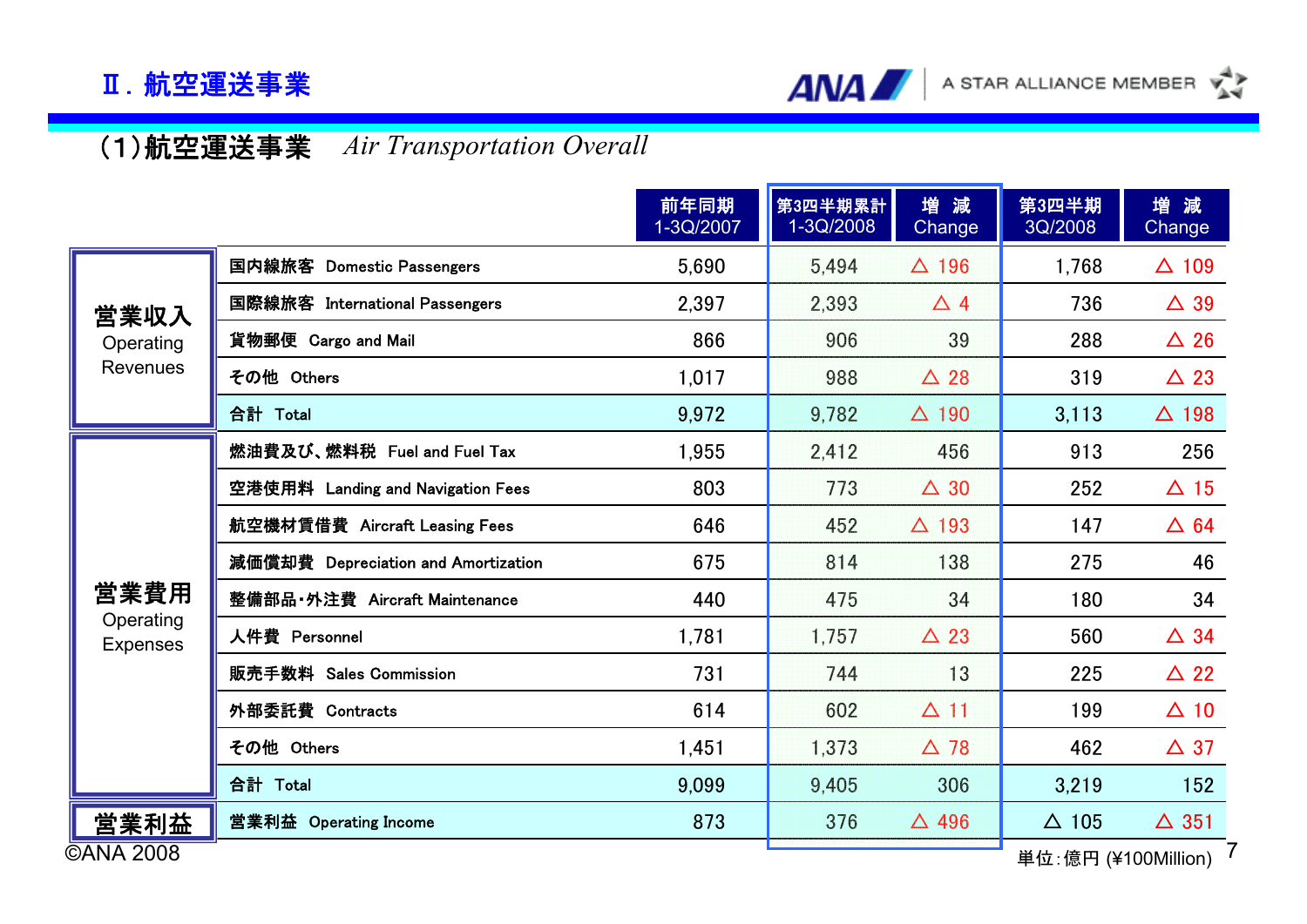## Ⅱ. 航空運送事業

### (1)航空運送事業 *Air Transportation Overall*

| | | 前年同期 1-3Q/2007 | 第3四半期累計 1-3Q/2008 | 増 減 Change | 第3四半期 3Q/2008 | 増 減 Change |
|---|---|---|---|---|---|---|
| 営業収入 Operating Revenues | 国内線旅客 Domestic Passengers | 5,690 | 5,494 | △ 196 | 1,768 | △ 109 |
| | 国際線旅客 International Passengers | 2,397 | 2,393 | △ 4 | 736 | △ 39 |
| | 貨物郵便 Cargo and Mail | 866 | 906 | 39 | 288 | △ 26 |
| | その他 Others | 1,017 | 988 | △ 28 | 319 | △ 23 |
| | 合計 Total | 9,972 | 9,782 | △ 190 | 3,113 | △ 198 |
| 営業費用 Operating Expenses | 燃油費及び、燃料税 Fuel and Fuel Tax | 1,955 | 2,412 | 456 | 913 | 256 |
| | 空港使用料 Landing and Navigation Fees | 803 | 773 | △ 30 | 252 | △ 15 |
| | 航空機材賃借費 Aircraft Leasing Fees | 646 | 452 | △ 193 | 147 | △ 64 |
| | 減価償却費 Depreciation and Amortization | 675 | 814 | 138 | 275 | 46 |
| | 整備部品・外注費 Aircraft Maintenance | 440 | 475 | 34 | 180 | 34 |
| | 人件費 Personnel | 1,781 | 1,757 | △ 23 | 560 | △ 34 |
| | 販売手数料 Sales Commission | 731 | 744 | 13 | 225 | △ 22 |
| | 外部委託費 Contracts | 614 | 602 | △ 11 | 199 | △ 10 |
| | その他 Others | 1,451 | 1,373 | △ 78 | 462 | △ 37 |
| | 合計 Total | 9,099 | 9,405 | 306 | 3,219 | 152 |
| 営業利益 | 営業利益 Operating Income | 873 | 376 | △ 496 | △ 105 | △ 351 |

単位:億円 (¥100Million)

©ANA 2008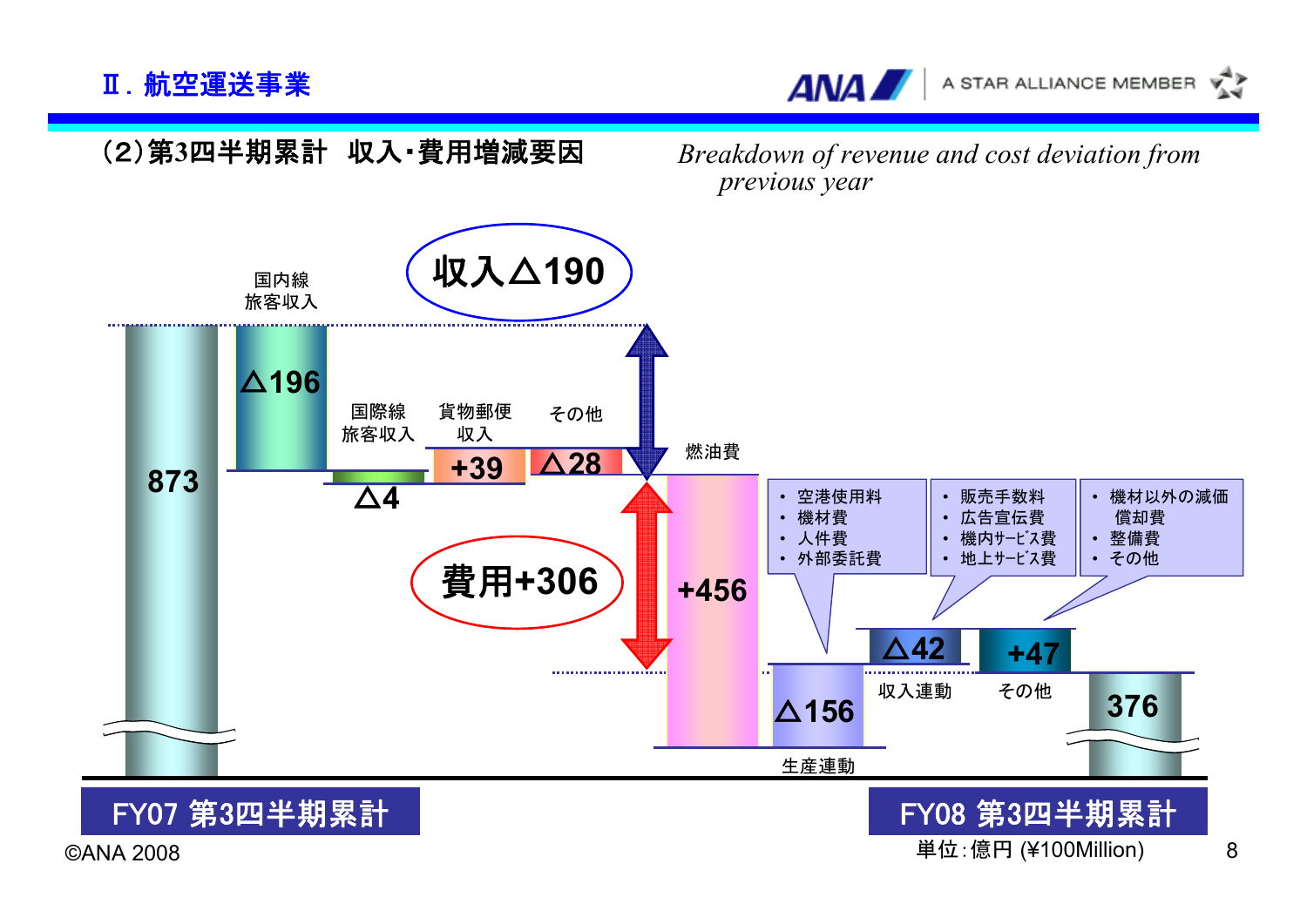## Ⅱ. 航空運送事業

### （2）第3四半期累計　収入・費用増減要因

*Breakdown of revenue and cost deviation from previous year*

**収入△190**

**費用+306**

| 項目 | 金額 |
| --- | --- |
| FY07 第3四半期累計 | 873 |
| 国内線旅客収入 | △196 |
| 国際線旅客収入 | △4 |
| 貨物郵便収入 | +39 |
| その他 | △28 |
| 燃油費 | +456 |
| 生産連動 | △156 |
| 収入連動 | △42 |
| その他 | +47 |
| FY08 第3四半期累計 | 376 |

- 生産連動
  - 空港使用料
  - 機材費
  - 人件費
  - 外部委託費
- 収入連動
  - 販売手数料
  - 広告宣伝費
  - 機内サービス費
  - 地上サービス費
- その他
  - 機材以外の減価償却費
  - 整備費
  - その他

単位:億円 (¥100Million)

©ANA 2008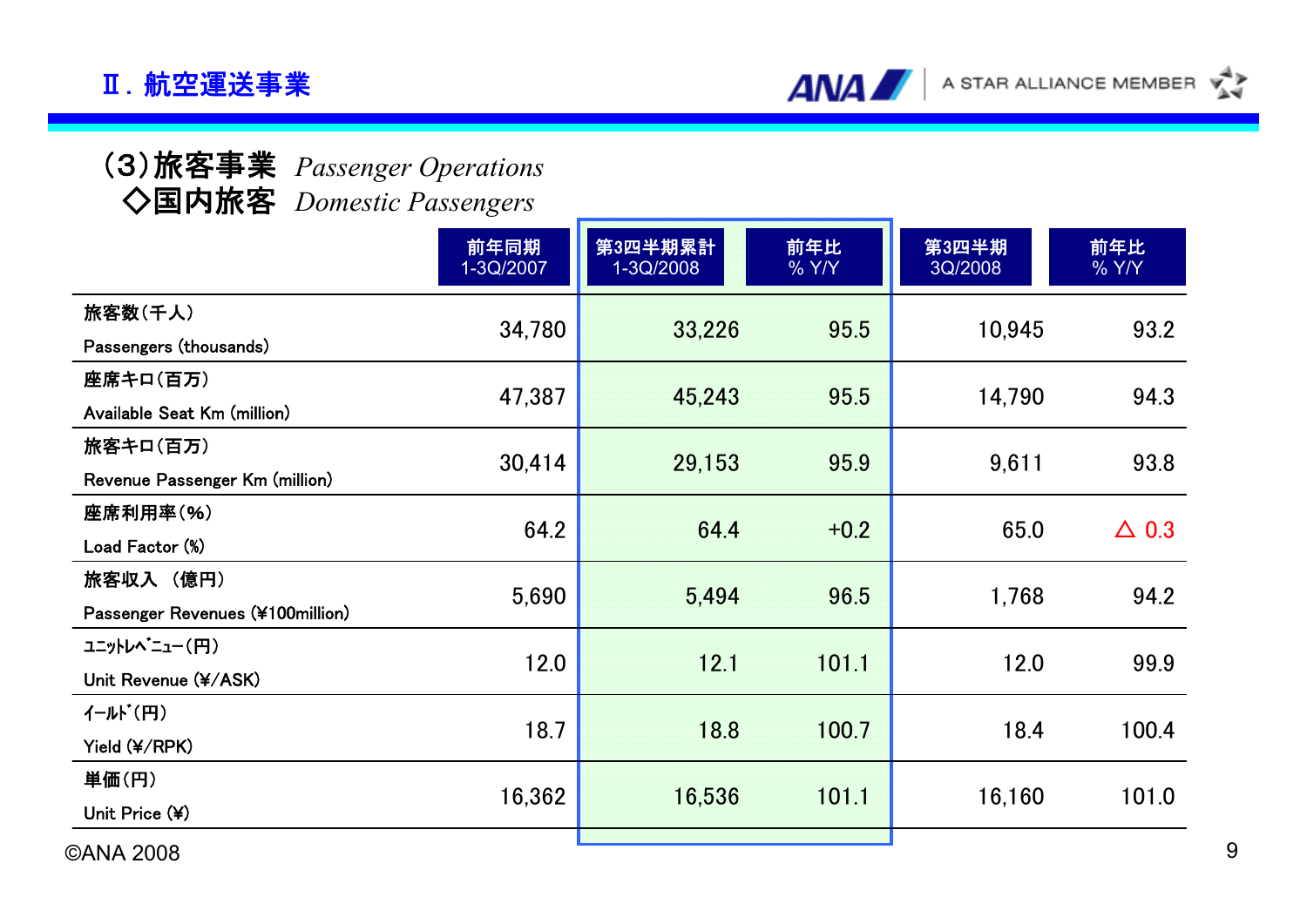## Ⅱ. 航空運送事業

### (3)旅客事業 *Passenger Operations*

### ◇国内旅客 *Domestic Passengers*

| | 前年同期 1-3Q/2007 | 第3四半期累計 1-3Q/2008 | 前年比 % Y/Y | 第3四半期 3Q/2008 | 前年比 % Y/Y |
|---|---|---|---|---|---|
| 旅客数(千人) Passengers (thousands) | 34,780 | 33,226 | 95.5 | 10,945 | 93.2 |
| 座席キロ(百万) Available Seat Km (million) | 47,387 | 45,243 | 95.5 | 14,790 | 94.3 |
| 旅客キロ(百万) Revenue Passenger Km (million) | 30,414 | 29,153 | 95.9 | 9,611 | 93.8 |
| 座席利用率(%) Load Factor (%) | 64.2 | 64.4 | +0.2 | 65.0 | △ 0.3 |
| 旅客収入 (億円) Passenger Revenues (¥100million) | 5,690 | 5,494 | 96.5 | 1,768 | 94.2 |
| ﾕﾆｯﾄﾚﾍﾞﾆｭｰ(円) Unit Revenue (¥/ASK) | 12.0 | 12.1 | 101.1 | 12.0 | 99.9 |
| ｲｰﾙﾄﾞ(円) Yield (¥/RPK) | 18.7 | 18.8 | 100.7 | 18.4 | 100.4 |
| 単価(円) Unit Price (¥) | 16,362 | 16,536 | 101.1 | 16,160 | 101.0 |

©ANA 2008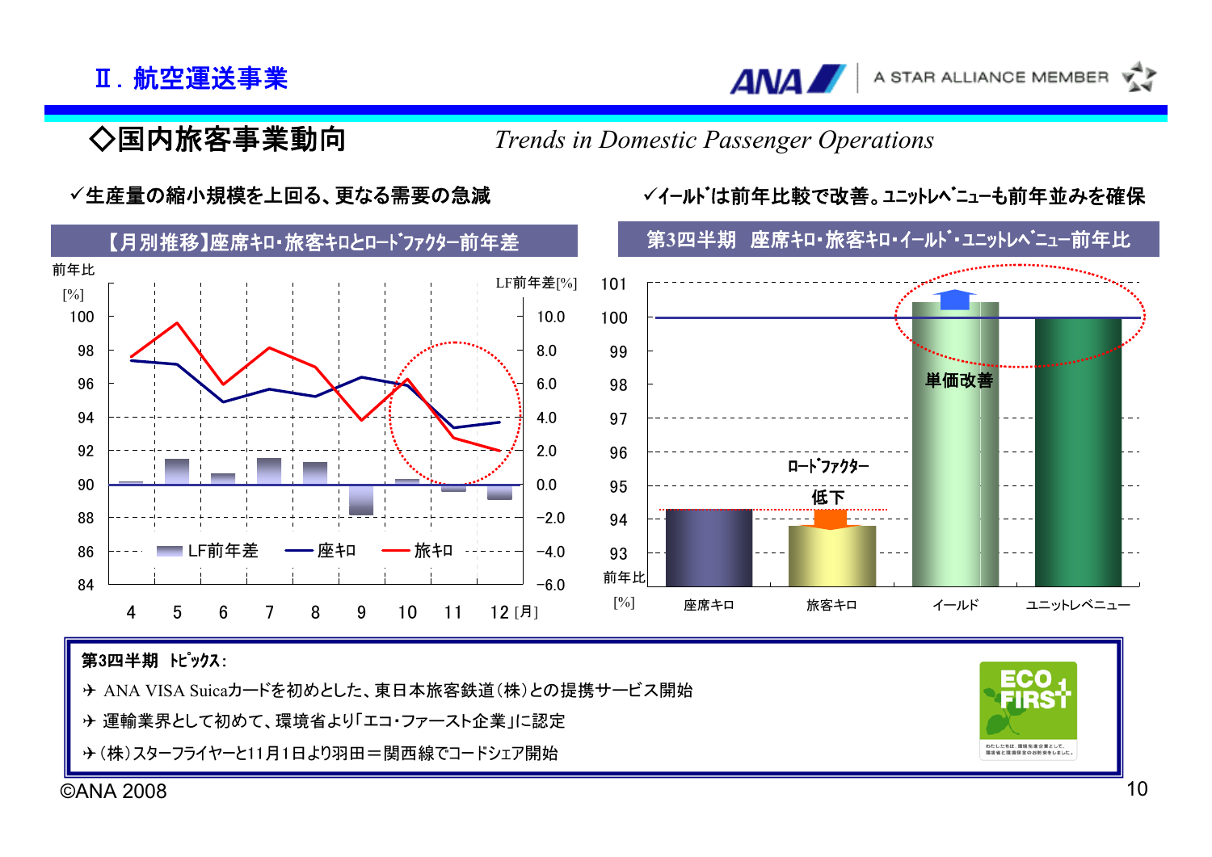Ⅱ. 航空運送事業

## ◇国内旅客事業動向　*Trends in Domestic Passenger Operations*

✓生産量の縮小規模を上回る、更なる需要の急減

【月別推移】座席キロ・旅客キロとロードファクター前年差

前年比 [%]　LF前年差[%]

LF前年差　座キロ　旅キロ

4　5　6　7　8　9　10　11　12 [月]

✓イールドは前年比較で改善。ユニットレベニューも前年並みを確保

第3四半期　座席キロ・旅客キロ・イールド・ユニットレベニュー前年比

前年比 [%]

ロードファクター低下

単価改善

座席キロ　旅客キロ　イールド　ユニットレベニュー

**第3四半期　トピックス：**

- ✈ ANA VISA Suicaカードを初めとした、東日本旅客鉄道（株）との提携サービス開始
- ✈ 運輸業界として初めて、環境省より「エコ・ファースト企業」に認定
- ✈（株）スターフライヤーと11月1日より羽田＝関西線でコードシェア開始

©ANA 2008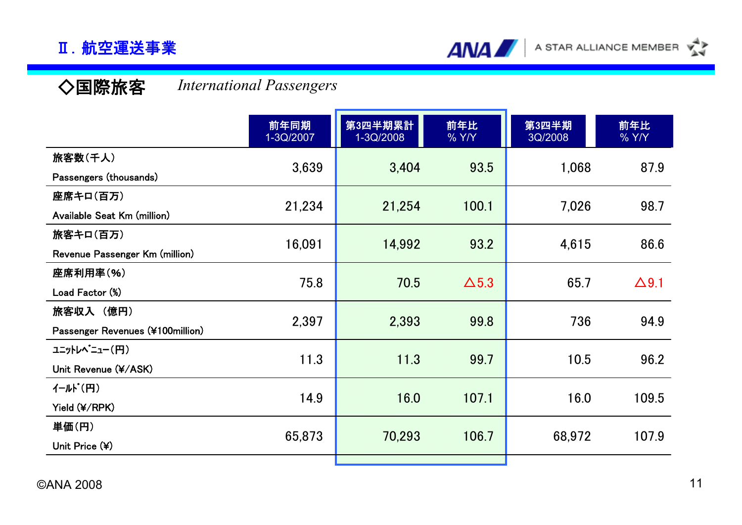## Ⅱ. 航空運送事業

### ◇国際旅客 *International Passengers*

| | 前年同期 1-3Q/2007 | 第3四半期累計 1-3Q/2008 | 前年比 % Y/Y | 第3四半期 3Q/2008 | 前年比 % Y/Y |
|---|---|---|---|---|---|
| 旅客数（千人） Passengers (thousands) | 3,639 | 3,404 | 93.5 | 1,068 | 87.9 |
| 座席キロ（百万） Available Seat Km (million) | 21,234 | 21,254 | 100.1 | 7,026 | 98.7 |
| 旅客キロ（百万） Revenue Passenger Km (million) | 16,091 | 14,992 | 93.2 | 4,615 | 86.6 |
| 座席利用率（%） Load Factor (%) | 75.8 | 70.5 | △5.3 | 65.7 | △9.1 |
| 旅客収入　（億円） Passenger Revenues (¥100million) | 2,397 | 2,393 | 99.8 | 736 | 94.9 |
| ﾕﾆｯﾄﾚﾍﾞﾆｭｰ（円） Unit Revenue (¥/ASK) | 11.3 | 11.3 | 99.7 | 10.5 | 96.2 |
| ｲｰﾙﾄﾞ（円） Yield (¥/RPK) | 14.9 | 16.0 | 107.1 | 16.0 | 109.5 |
| 単価（円） Unit Price (¥) | 65,873 | 70,293 | 106.7 | 68,972 | 107.9 |

©ANA 2008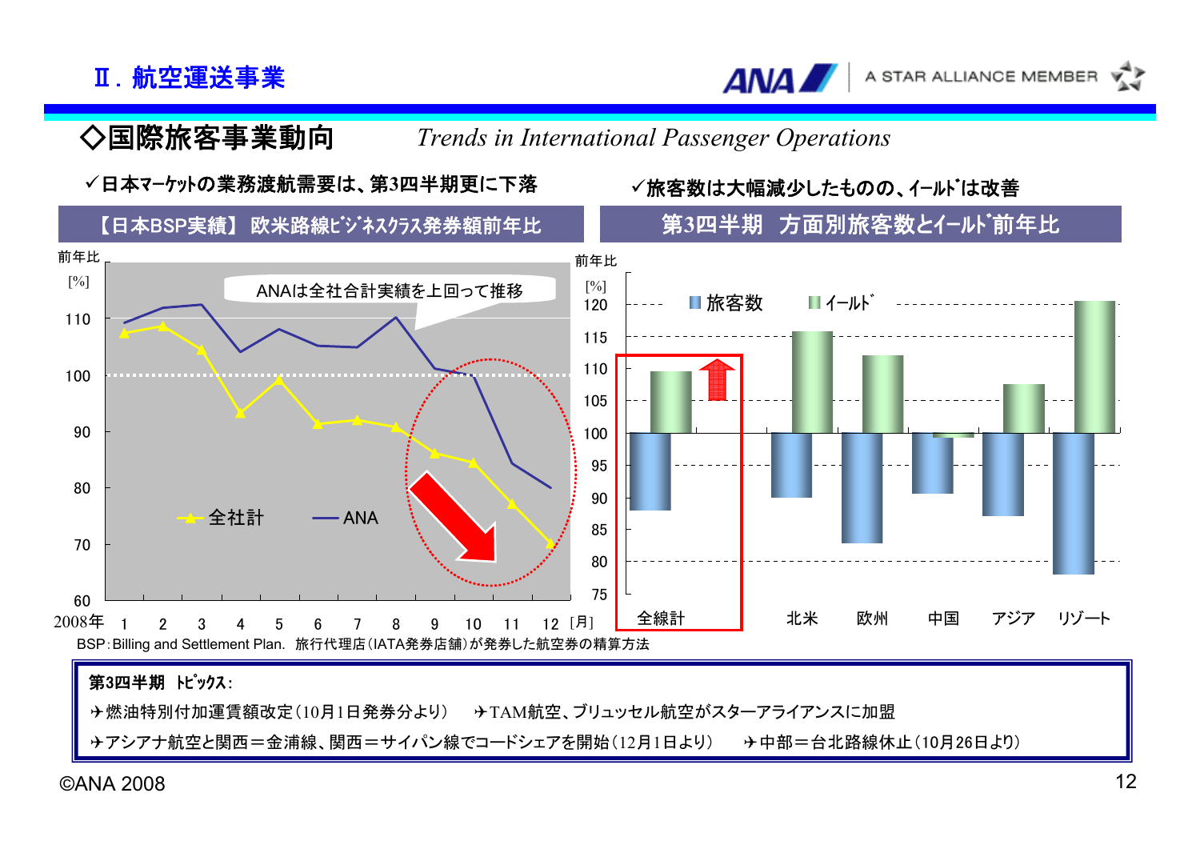## ◇国際旅客事業動向 *Trends in International Passenger Operations*

✓日本マーケットの業務渡航需要は、第3四半期更に下落

**【日本BSP実績】 欧米路線ビジネスクラス発券額前年比**

前年比 [%]

ANAは全社合計実績を上回って推移

凡例：全社計 / ANA

2008年 1 2 3 4 5 6 7 8 9 10 11 12 [月]

BSP：Billing and Settlement Plan. 旅行代理店（IATA発券店舗）が発券した航空券の精算方法

✓旅客数は大幅減少したものの、イールドは改善

**第3四半期 方面別旅客数とイールド前年比**

前年比 [%]

凡例：旅客数 / イールド

全線計 北米 欧州 中国 アジア リゾート

**第3四半期 トピックス：**

✈燃油特別付加運賃額改定（10月1日発券分より） ✈TAM航空、ブリュッセル航空がスターアライアンスに加盟

✈アシアナ航空と関西＝金浦線、関西＝サイパン線でコードシェアを開始（12月1日より） ✈中部＝台北路線休止（10月26日より）

©ANA 2008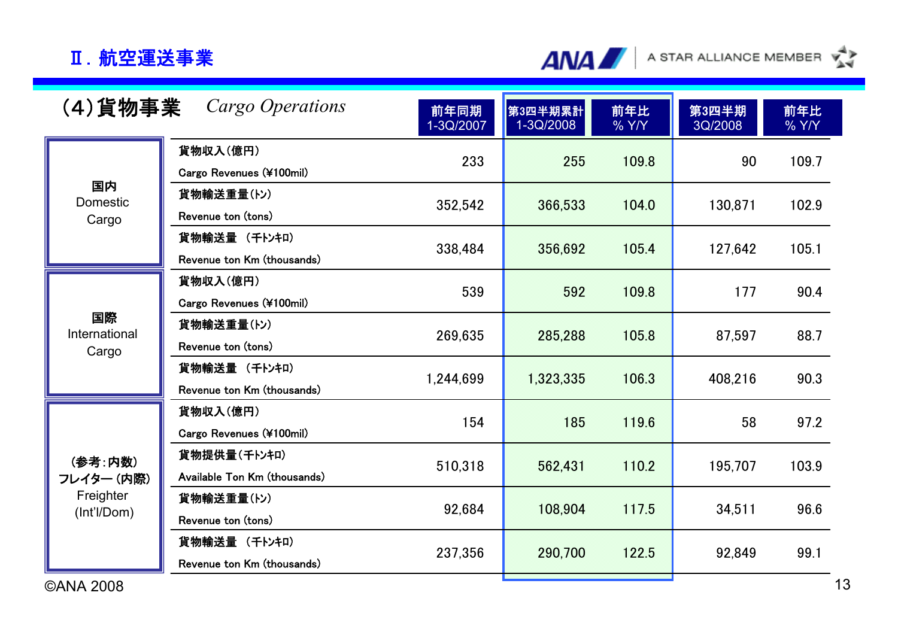## Ⅱ. 航空運送事業

### (4)貨物事業 *Cargo Operations*

| | | 前年同期 1-3Q/2007 | 第3四半期累計 1-3Q/2008 | 前年比 % Y/Y | 第3四半期 3Q/2008 | 前年比 % Y/Y |
|---|---|---|---|---|---|---|
| 国内 Domestic Cargo | 貨物収入(億円) Cargo Revenues (¥100mil) | 233 | 255 | 109.8 | 90 | 109.7 |
| | 貨物輸送重量(トン) Revenue ton (tons) | 352,542 | 366,533 | 104.0 | 130,871 | 102.9 |
| | 貨物輸送量 (千トンキロ) Revenue ton Km (thousands) | 338,484 | 356,692 | 105.4 | 127,642 | 105.1 |
| 国際 International Cargo | 貨物収入(億円) Cargo Revenues (¥100mil) | 539 | 592 | 109.8 | 177 | 90.4 |
| | 貨物輸送重量(トン) Revenue ton (tons) | 269,635 | 285,288 | 105.8 | 87,597 | 88.7 |
| | 貨物輸送量 (千トンキロ) Revenue ton Km (thousands) | 1,244,699 | 1,323,335 | 106.3 | 408,216 | 90.3 |
| (参考:内数) フレイター (内際) Freighter (Int'l/Dom) | 貨物収入(億円) Cargo Revenues (¥100mil) | 154 | 185 | 119.6 | 58 | 97.2 |
| | 貨物提供量(千トンキロ) Available Ton Km (thousands) | 510,318 | 562,431 | 110.2 | 195,707 | 103.9 |
| | 貨物輸送重量(トン) Revenue ton (tons) | 92,684 | 108,904 | 117.5 | 34,511 | 96.6 |
| | 貨物輸送量 (千トンキロ) Revenue ton Km (thousands) | 237,356 | 290,700 | 122.5 | 92,849 | 99.1 |

©ANA 2008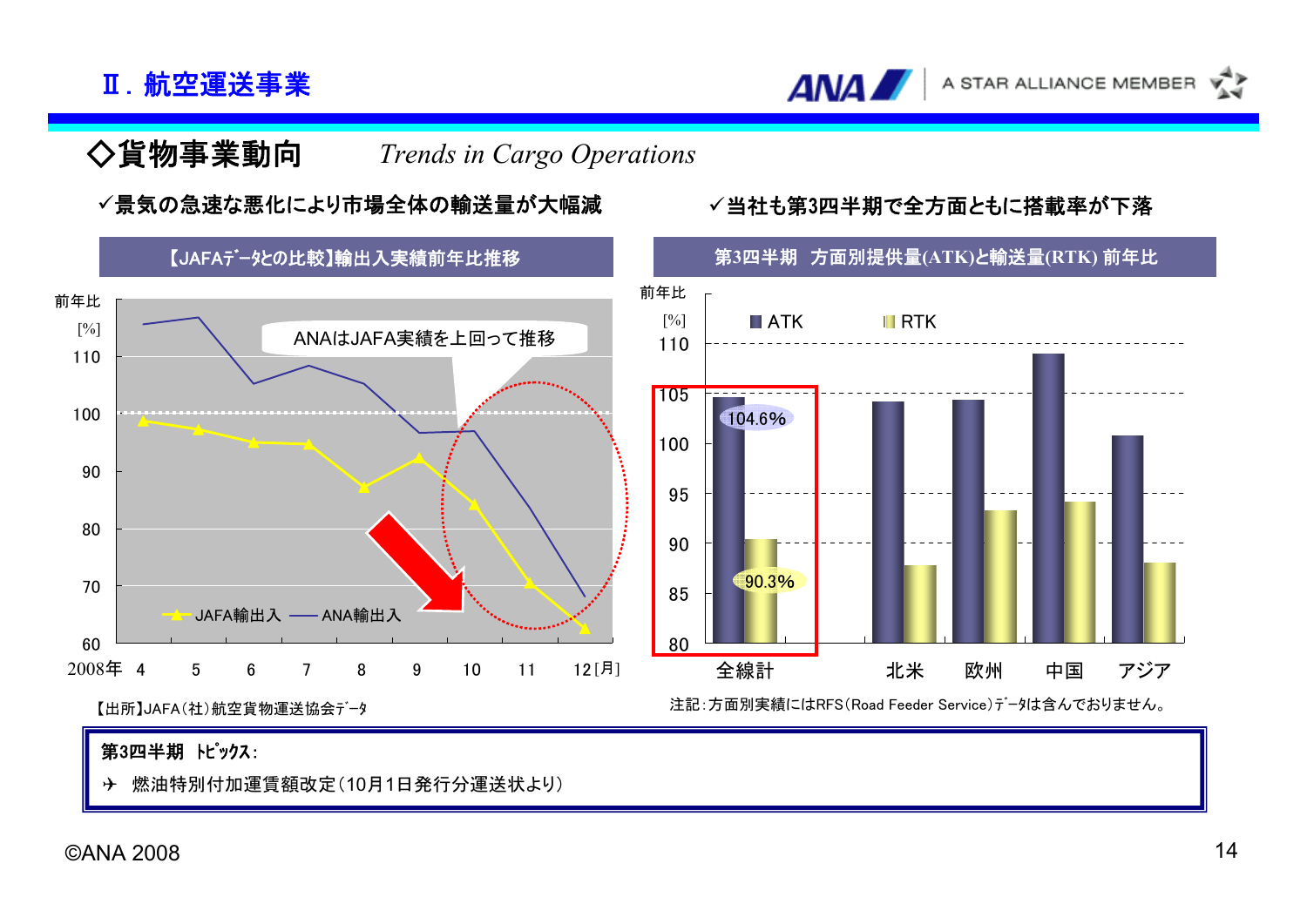Ⅱ. 航空運送事業

## ◇貨物事業動向　*Trends in Cargo Operations*

✓景気の急速な悪化により市場全体の輸送量が大幅減

【JAFAﾃﾞｰﾀとの比較】輸出入実績前年比推移

前年比 [%]

ANAはJAFA実績を上回って推移

JAFA輸出入　ANA輸出入

2008年 4 5 6 7 8 9 10 11 12 [月]

【出所】JAFA（社）航空貨物運送協会ﾃﾞｰﾀ

✓当社も第3四半期で全方面ともに搭載率が下落

第3四半期　方面別提供量(ATK)と輸送量(RTK) 前年比

前年比 [%]

ATK　RTK

| | 全線計 | 北米 | 欧州 | 中国 | アジア |
|---|---|---|---|---|---|
| ATK | 104.6% | | | | |
| RTK | 90.3% | | | | |

注記：方面別実績にはRFS（Road Feeder Service）ﾃﾞｰﾀは含んでおりません。

**第3四半期　ﾄﾋﾟｯｸｽ：**

✈ 燃油特別付加運賃額改定（10月1日発行分運送状より）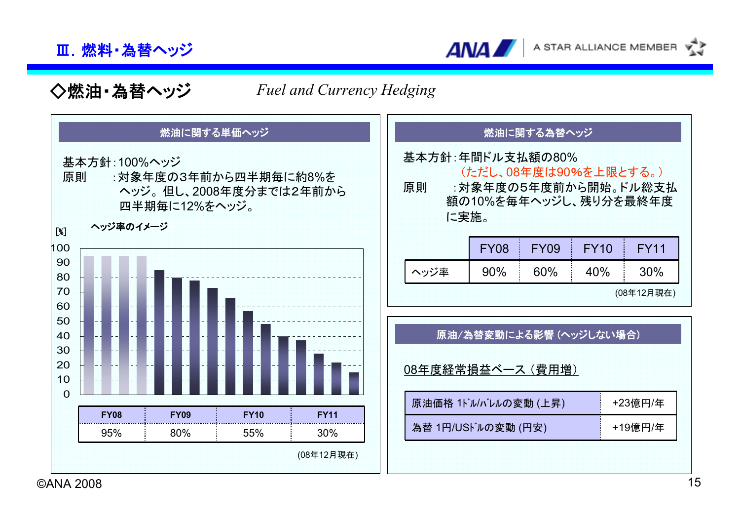## Ⅲ. 燃料・為替ヘッジ

## ◇燃油・為替ヘッジ　*Fuel and Currency Hedging*

### 燃油に関する単価ヘッジ

基本方針：100%ヘッジ
原則　　：対象年度の3年前から四半期毎に約8%をヘッジ。但し、2008年度分までは2年前から四半期毎に12%をヘッジ。

ヘッジ率のイメージ

| FY08 | FY09 | FY10 | FY11 |
| --- | --- | --- | --- |
| 95% | 80% | 55% | 30% |

(08年12月現在)

### 燃油に関する為替ヘッジ

基本方針：年間ドル支払額の80%
（ただし、08年度は90%を上限とする。）
原則　　：対象年度の5年度前から開始。ドル総支払額の10%を毎年ヘッジし、残り分を最終年度に実施。

| | FY08 | FY09 | FY10 | FY11 |
| --- | --- | --- | --- | --- |
| ヘッジ率 | 90% | 60% | 40% | 30% |

(08年12月現在)

### 原油/為替変動による影響（ヘッジしない場合）

08年度経常損益ベース（費用増）

| | |
| --- | --- |
| 原油価格 1ﾄﾞﾙ/ﾊﾞﾚﾙの変動 (上昇) | +23億円/年 |
| 為替 1円/USﾄﾞﾙの変動 (円安) | +19億円/年 |

©ANA 2008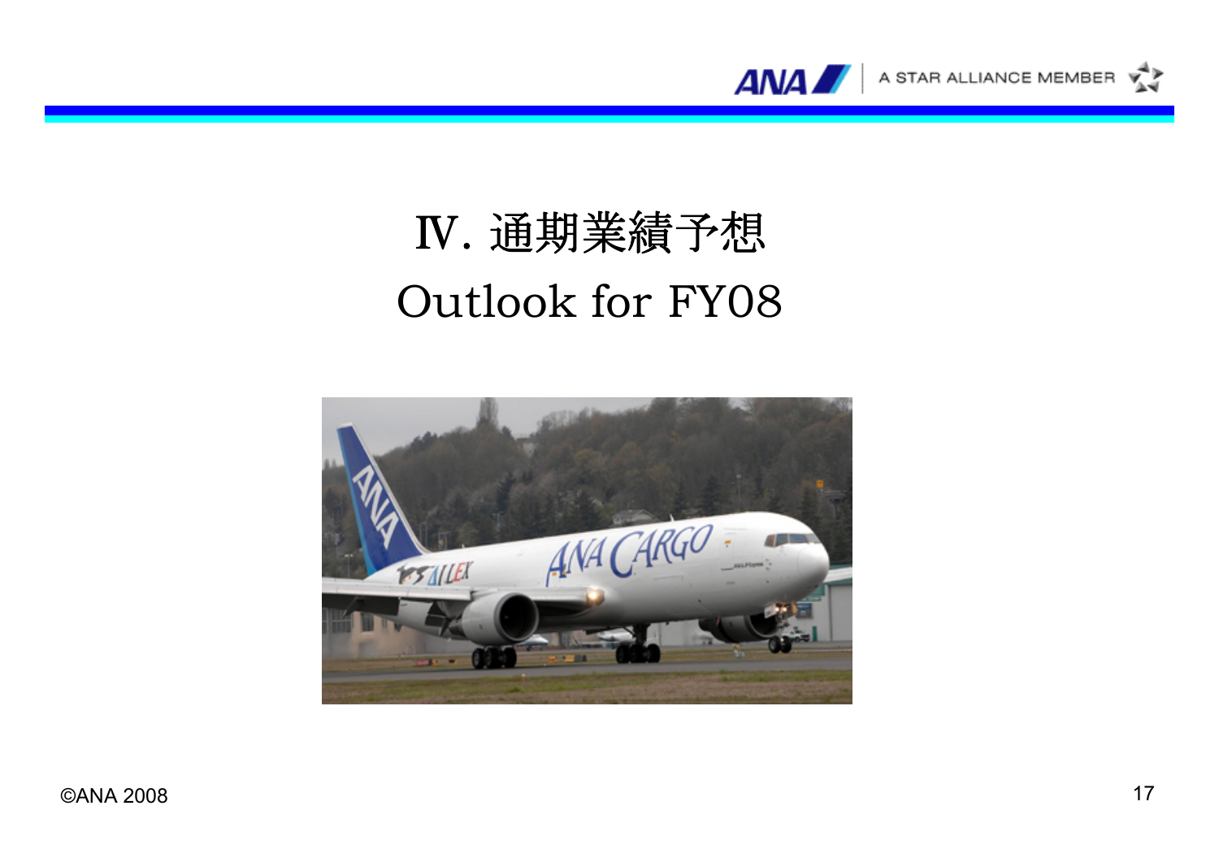# Ⅳ. 通期業績予想

# Outlook for FY08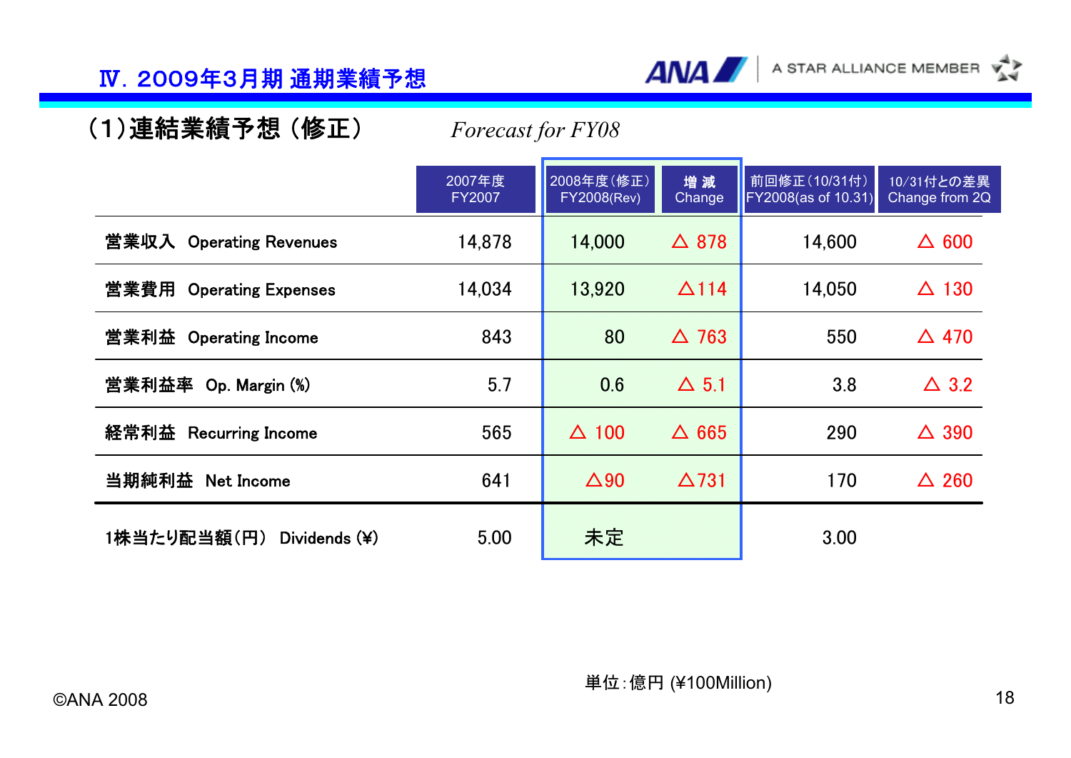## Ⅳ. 2009年3月期 通期業績予想

### （1）連結業績予想（修正）　*Forecast for FY08*

| | 2007年度 FY2007 | 2008年度（修正） FY2008(Rev) | 増 減 Change | 前回修正（10/31付） FY2008(as of 10.31) | 10/31付との差異 Change from 2Q |
|---|---|---|---|---|---|
| 営業収入　Operating Revenues | 14,878 | 14,000 | △ 878 | 14,600 | △ 600 |
| 営業費用　Operating Expenses | 14,034 | 13,920 | △114 | 14,050 | △ 130 |
| 営業利益　Operating Income | 843 | 80 | △ 763 | 550 | △ 470 |
| 営業利益率　Op. Margin (%) | 5.7 | 0.6 | △ 5.1 | 3.8 | △ 3.2 |
| 経常利益　Recurring Income | 565 | △ 100 | △ 665 | 290 | △ 390 |
| 当期純利益　Net Income | 641 | △90 | △731 | 170 | △ 260 |
| 1株当たり配当額（円）　Dividends (¥) | 5.00 | 未定 | | 3.00 | |

単位：億円 (¥100Million)

©ANA 2008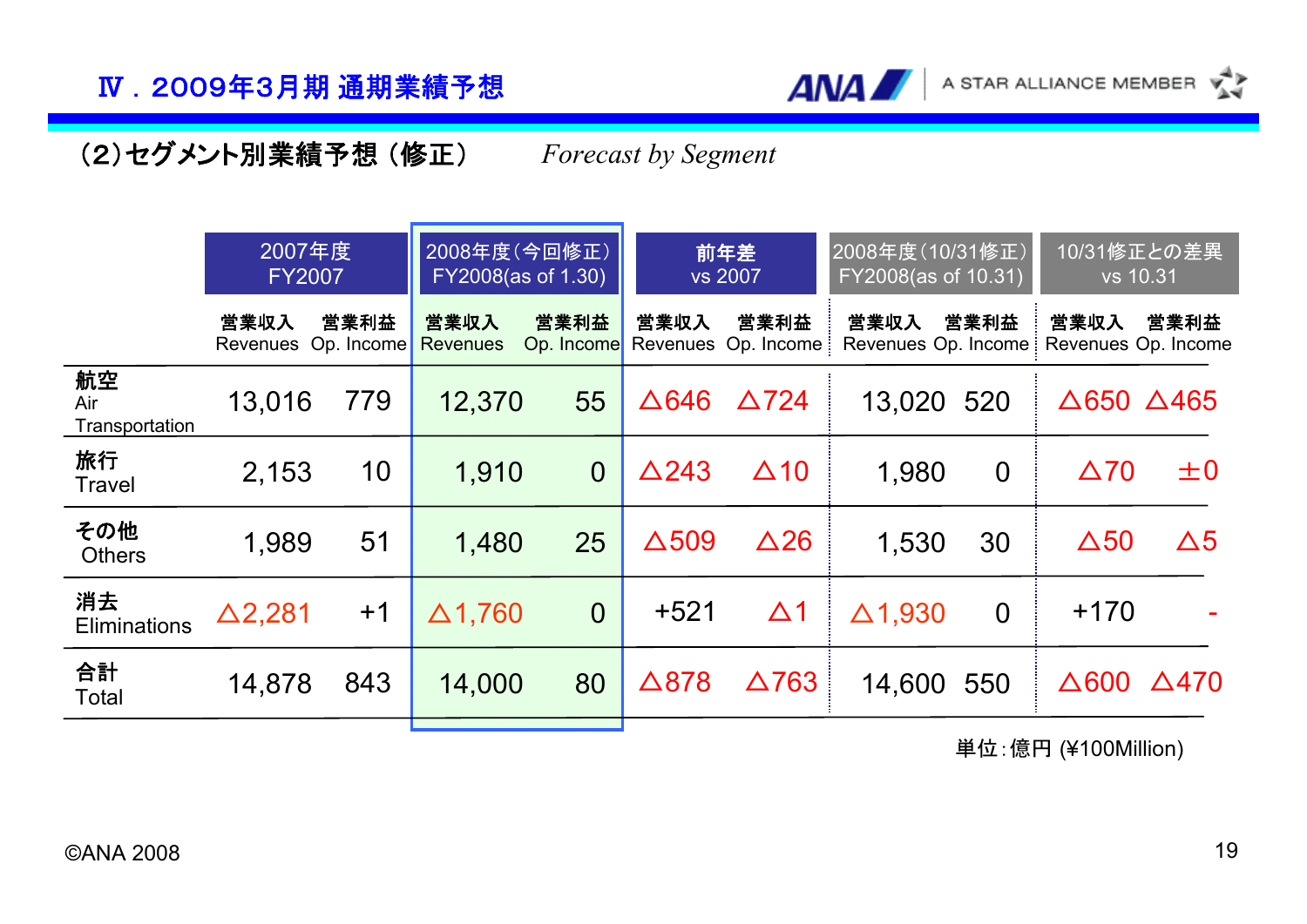## Ⅳ．2009年3月期 通期業績予想

### （2）セグメント別業績予想（修正） *Forecast by Segment*

| | 2007年度 FY2007 | | 2008年度（今回修正） FY2008(as of 1.30) | | 前年差 vs 2007 | | 2008年度（10/31修正） FY2008(as of 10.31) | | 10/31修正との差異 vs 10.31 | |
|---|---|---|---|---|---|---|---|---|---|---|
| | 営業収入 Revenues | 営業利益 Op. Income | 営業収入 Revenues | 営業利益 Op. Income | 営業収入 Revenues | 営業利益 Op. Income | 営業収入 Revenues | 営業利益 Op. Income | 営業収入 Revenues | 営業利益 Op. Income |
| 航空 Air Transportation | 13,016 | 779 | 12,370 | 55 | △646 | △724 | 13,020 | 520 | △650 | △465 |
| 旅行 Travel | 2,153 | 10 | 1,910 | 0 | △243 | △10 | 1,980 | 0 | △70 | ±0 |
| その他 Others | 1,989 | 51 | 1,480 | 25 | △509 | △26 | 1,530 | 30 | △50 | △5 |
| 消去 Eliminations | △2,281 | +1 | △1,760 | 0 | +521 | △1 | △1,930 | 0 | +170 | - |
| 合計 Total | 14,878 | 843 | 14,000 | 80 | △878 | △763 | 14,600 | 550 | △600 | △470 |

単位：億円 (¥100Million)

©ANA 2008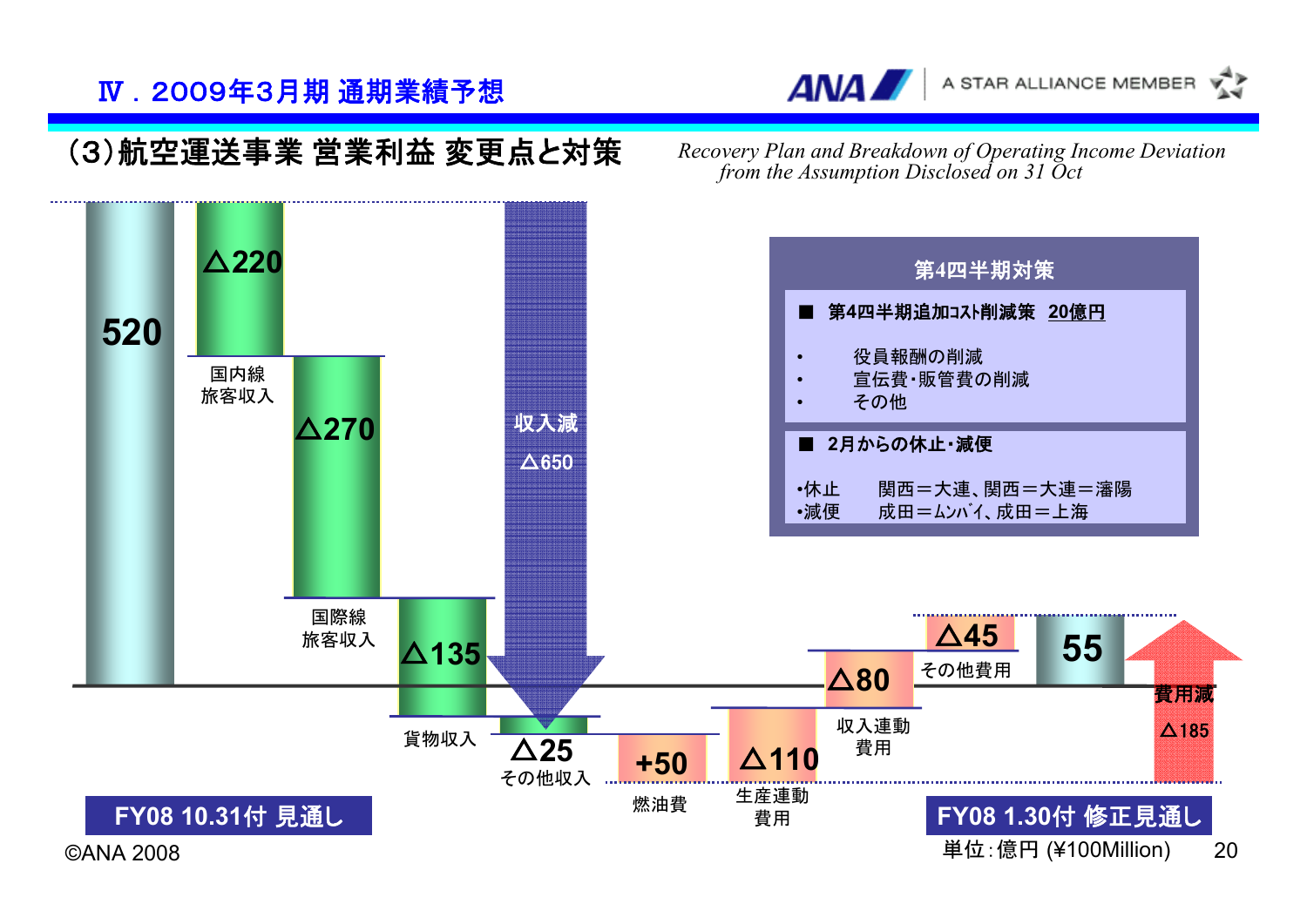## Ⅳ．2009年3月期 通期業績予想

### (3)航空運送事業 営業利益 変更点と対策

*Recovery Plan and Breakdown of Operating Income Deviation from the Assumption Disclosed on 31 Oct*

| 項目 | 金額 |
|---|---|
| FY08 10.31付 見通し | 520 |
| 国内線旅客収入 | △220 |
| 国際線旅客収入 | △270 |
| 貨物収入 | △135 |
| その他収入 | △25 |
| 収入減 | △650 |
| 燃油費 | +50 |
| 生産連動費用 | △110 |
| 収入連動費用 | △80 |
| その他費用 | △45 |
| 費用減 | △185 |
| FY08 1.30付 修正見通し | 55 |

単位：億円 (¥100Million)

**第4四半期対策**

■ 第4四半期追加ｺｽﾄ削減策 20億円

- 役員報酬の削減
- 宣伝費・販管費の削減
- その他

■ 2月からの休止・減便

- 休止　関西＝大連、関西＝大連＝瀋陽
- 減便　成田＝ﾑﾝﾊﾞｲ、成田＝上海

©ANA 2008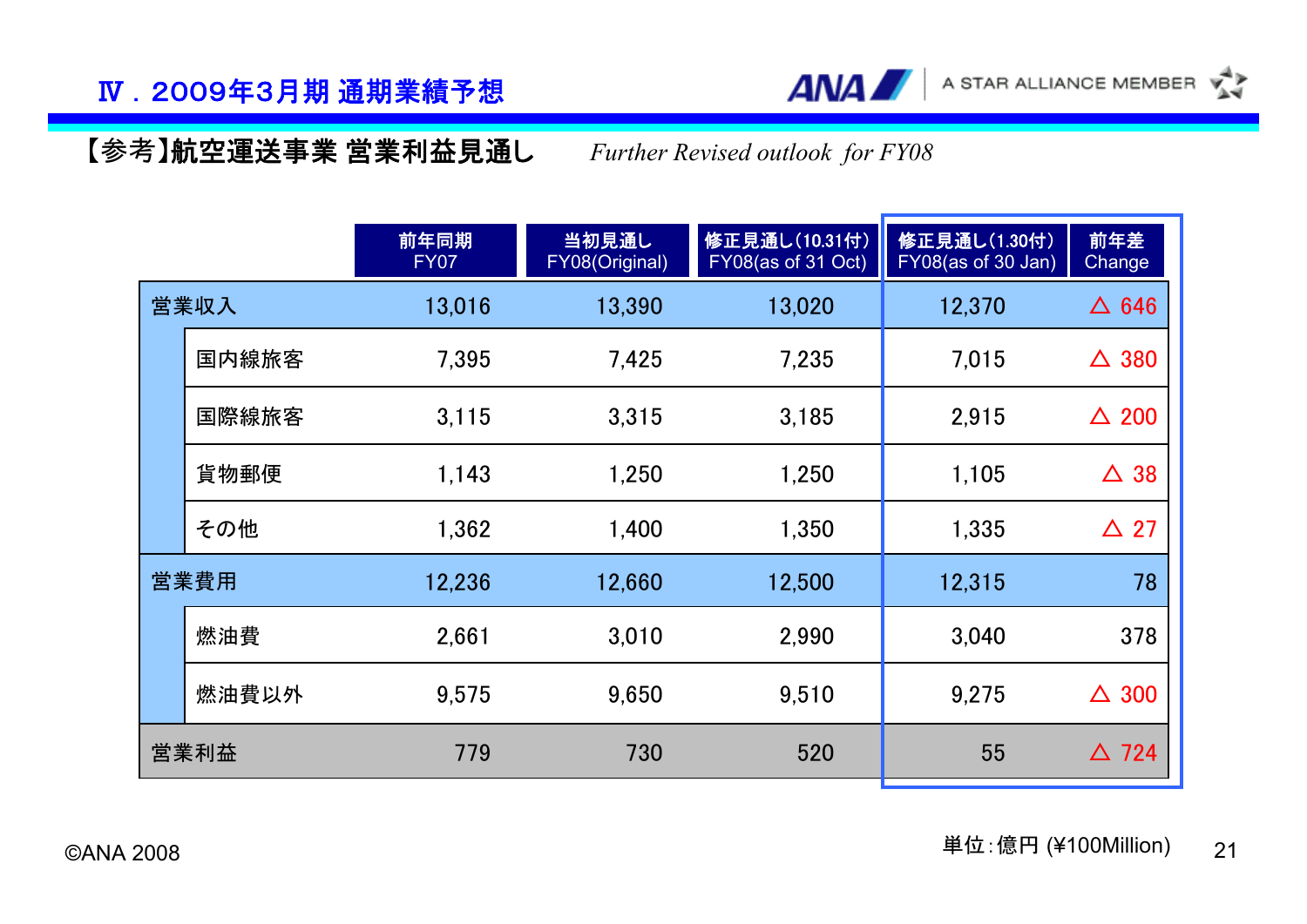# Ⅳ．2009年3月期 通期業績予想

## 【参考】航空運送事業 営業利益見通し *Further Revised outlook for FY08*

| | 前年同期 FY07 | 当初見通し FY08(Original) | 修正見通し(10.31付) FY08(as of 31 Oct) | 修正見通し(1.30付) FY08(as of 30 Jan) | 前年差 Change |
|---|---|---|---|---|---|
| 営業収入 | 13,016 | 13,390 | 13,020 | 12,370 | △ 646 |
| 国内線旅客 | 7,395 | 7,425 | 7,235 | 7,015 | △ 380 |
| 国際線旅客 | 3,115 | 3,315 | 3,185 | 2,915 | △ 200 |
| 貨物郵便 | 1,143 | 1,250 | 1,250 | 1,105 | △ 38 |
| その他 | 1,362 | 1,400 | 1,350 | 1,335 | △ 27 |
| 営業費用 | 12,236 | 12,660 | 12,500 | 12,315 | 78 |
| 燃油費 | 2,661 | 3,010 | 2,990 | 3,040 | 378 |
| 燃油費以外 | 9,575 | 9,650 | 9,510 | 9,275 | △ 300 |
| 営業利益 | 779 | 730 | 520 | 55 | △ 724 |

単位:億円 (¥100Million)

©ANA 2008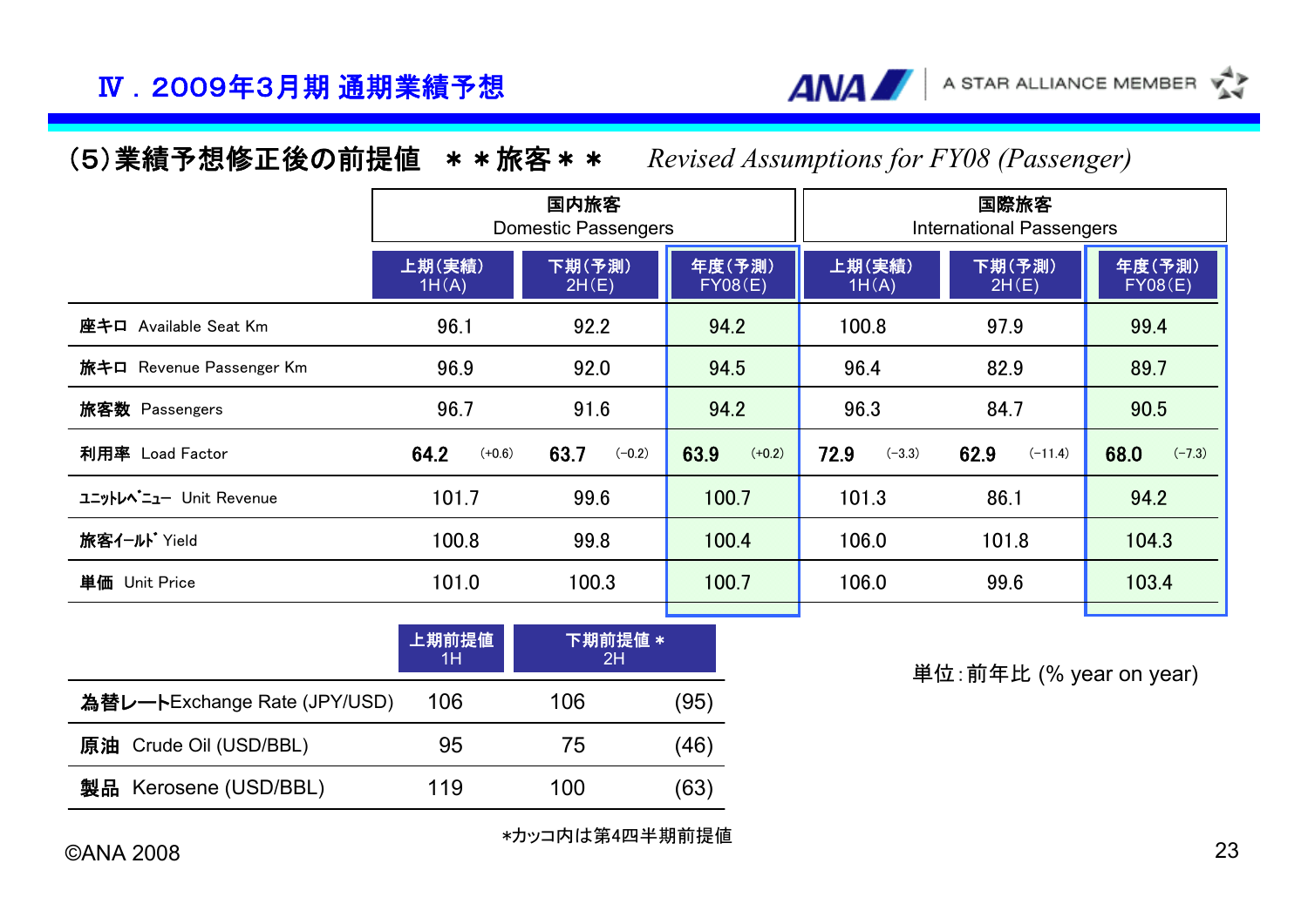## Ⅳ．2009年3月期 通期業績予想

### (5)業績予想修正後の前提値　＊＊旅客＊＊　*Revised Assumptions for FY08 (Passenger)*

| | 国内旅客 Domestic Passengers | | | 国際旅客 International Passengers | | |
|---|---|---|---|---|---|---|
| | 上期(実績) 1H(A) | 下期(予測) 2H(E) | 年度(予測) FY08(E) | 上期(実績) 1H(A) | 下期(予測) 2H(E) | 年度(予測) FY08(E) |
| 座キロ Available Seat Km | 96.1 | 92.2 | 94.2 | 100.8 | 97.9 | 99.4 |
| 旅キロ Revenue Passenger Km | 96.9 | 92.0 | 94.5 | 96.4 | 82.9 | 89.7 |
| 旅客数 Passengers | 96.7 | 91.6 | 94.2 | 96.3 | 84.7 | 90.5 |
| 利用率 Load Factor | **64.2** (+0.6) | **63.7** (-0.2) | **63.9** (+0.2) | **72.9** (-3.3) | **62.9** (-11.4) | **68.0** (-7.3) |
| ﾕﾆｯﾄﾚﾍﾞﾆｭｰ Unit Revenue | 101.7 | 99.6 | 100.7 | 101.3 | 86.1 | 94.2 |
| 旅客ｲｰﾙﾄﾞ Yield | 100.8 | 99.8 | 100.4 | 106.0 | 101.8 | 104.3 |
| 単価 Unit Price | 101.0 | 100.3 | 100.7 | 106.0 | 99.6 | 103.4 |

単位：前年比 (% year on year)

| | 上期前提値 1H | 下期前提値＊ 2H | |
|---|---|---|---|
| 為替レートExchange Rate (JPY/USD) | 106 | 106 | (95) |
| 原油 Crude Oil (USD/BBL) | 95 | 75 | (46) |
| 製品 Kerosene (USD/BBL) | 119 | 100 | (63) |

＊カッコ内は第4四半期前提値

©ANA 2008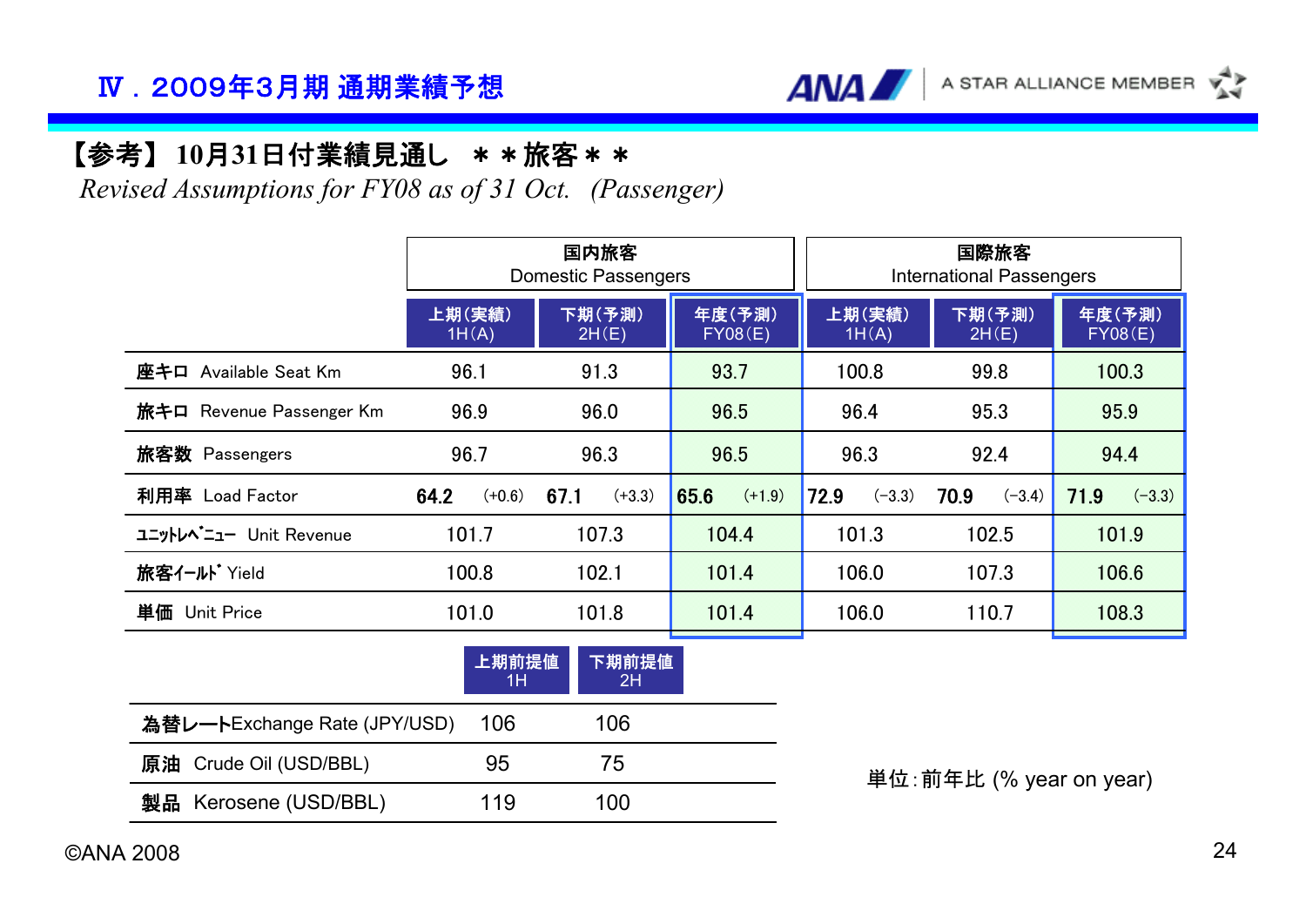# Ⅳ．2009年3月期 通期業績予想

## 【参考】 10月31日付業績見通し ＊＊旅客＊＊

*Revised Assumptions for FY08 as of 31 Oct. (Passenger)*

| | 国内旅客 Domestic Passengers | | | 国際旅客 International Passengers | | |
|---|---|---|---|---|---|---|
| | 上期（実績） 1H(A) | 下期（予測） 2H(E) | 年度（予測） FY08(E) | 上期（実績） 1H(A) | 下期（予測） 2H(E) | 年度（予測） FY08(E) |
| **座キロ** Available Seat Km | 96.1 | 91.3 | 93.7 | 100.8 | 99.8 | 100.3 |
| **旅キロ** Revenue Passenger Km | 96.9 | 96.0 | 96.5 | 96.4 | 95.3 | 95.9 |
| **旅客数** Passengers | 96.7 | 96.3 | 96.5 | 96.3 | 92.4 | 94.4 |
| **利用率** Load Factor | **64.2** (+0.6) | **67.1** (+3.3) | **65.6** (+1.9) | **72.9** (−3.3) | **70.9** (−3.4) | **71.9** (−3.3) |
| **ﾕﾆｯﾄﾚﾍﾞﾆｭｰ** Unit Revenue | 101.7 | 107.3 | 104.4 | 101.3 | 102.5 | 101.9 |
| **旅客ｲｰﾙﾄﾞ** Yield | 100.8 | 102.1 | 101.4 | 106.0 | 107.3 | 106.6 |
| **単価** Unit Price | 101.0 | 101.8 | 101.4 | 106.0 | 110.7 | 108.3 |

| | 上期前提値 1H | 下期前提値 2H |
|---|---|---|
| **為替レート**Exchange Rate (JPY/USD) | 106 | 106 |
| **原油** Crude Oil (USD/BBL) | 95 | 75 |
| **製品** Kerosene (USD/BBL) | 119 | 100 |

単位：前年比 (% year on year)

©ANA 2008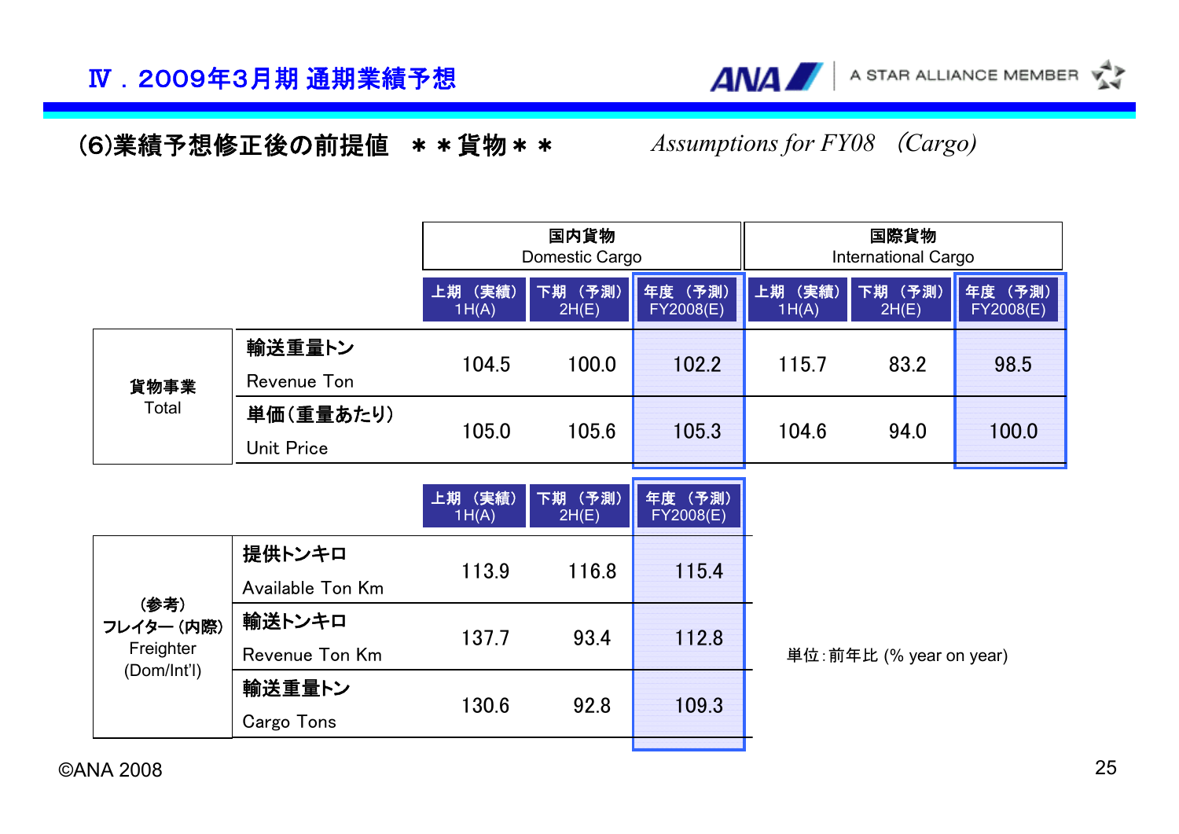## Ⅳ．2009年3月期 通期業績予想

### (6)業績予想修正後の前提値　＊＊貨物＊＊　*Assumptions for FY08　(Cargo)*

| | | 国内貨物 Domestic Cargo | | | 国際貨物 International Cargo | | |
|---|---|---|---|---|---|---|---|
| | | 上期（実績） 1H(A) | 下期（予測） 2H(E) | 年度（予測） FY2008(E) | 上期（実績） 1H(A) | 下期（予測） 2H(E) | 年度（予測） FY2008(E) |
| 貨物事業 Total | 輸送重量トン Revenue Ton | 104.5 | 100.0 | 102.2 | 115.7 | 83.2 | 98.5 |
| | 単価(重量あたり) Unit Price | 105.0 | 105.6 | 105.3 | 104.6 | 94.0 | 100.0 |

| | | 上期（実績） 1H(A) | 下期（予測） 2H(E) | 年度（予測） FY2008(E) |
|---|---|---|---|---|
| (参考) フレイター (内際) Freighter (Dom/Int'l) | 提供トンキロ Available Ton Km | 113.9 | 116.8 | 115.4 |
| | 輸送トンキロ Revenue Ton Km | 137.7 | 93.4 | 112.8 |
| | 輸送重量トン Cargo Tons | 130.6 | 92.8 | 109.3 |

単位:前年比 (% year on year)

©ANA 2008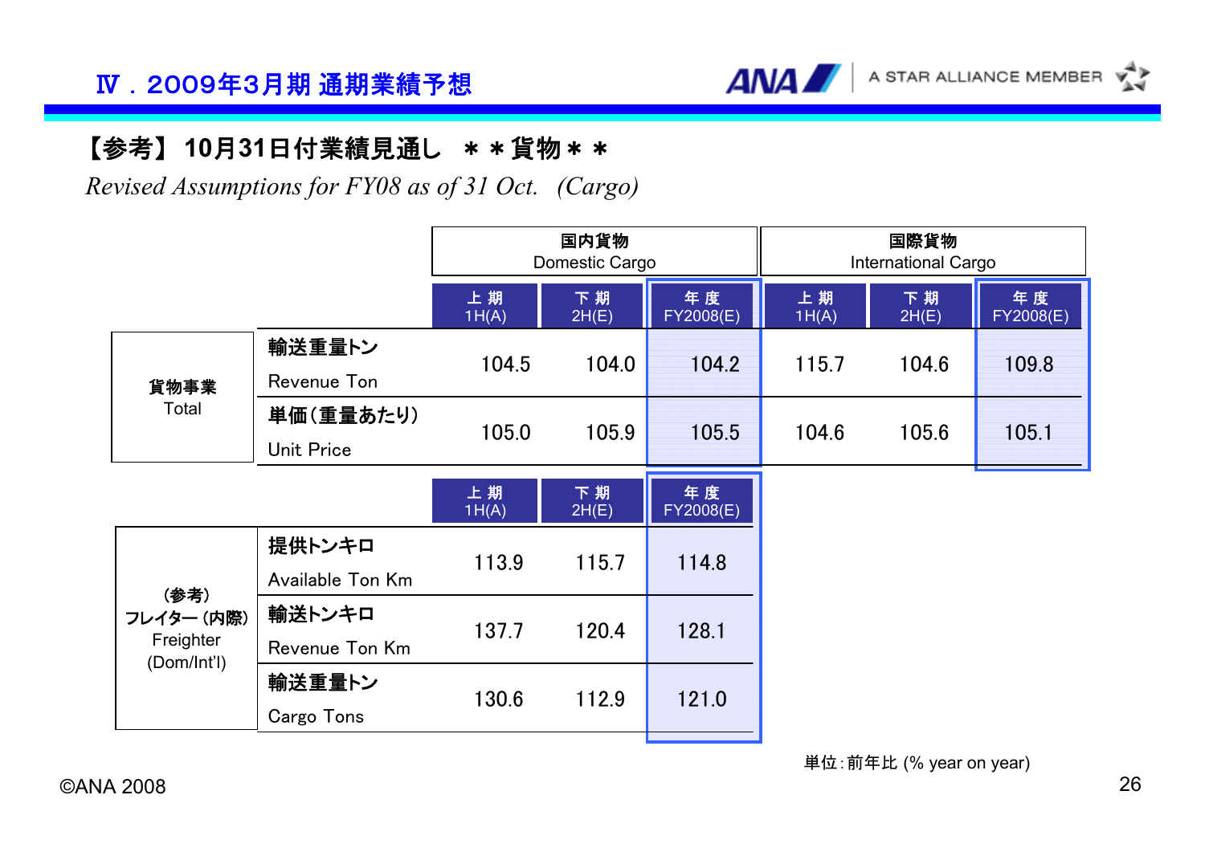## Ⅳ．2009年3月期 通期業績予想

### 【参考】 10月31日付業績見通し　＊＊貨物＊＊

*Revised Assumptions for FY08 as of 31 Oct.　(Cargo)*

| | | 国内貨物 Domestic Cargo | | | 国際貨物 International Cargo | | |
|---|---|---|---|---|---|---|---|
| | | 上 期 1H(A) | 下 期 2H(E) | 年 度 FY2008(E) | 上 期 1H(A) | 下 期 2H(E) | 年 度 FY2008(E) |
| 貨物事業 Total | 輸送重量トン Revenue Ton | 104.5 | 104.0 | 104.2 | 115.7 | 104.6 | 109.8 |
| | 単価(重量あたり) Unit Price | 105.0 | 105.9 | 105.5 | 104.6 | 105.6 | 105.1 |

| | | 上 期 1H(A) | 下 期 2H(E) | 年 度 FY2008(E) |
|---|---|---|---|---|
| (参考) フレイター (内際) Freighter (Dom/Int'l) | 提供トンキロ Available Ton Km | 113.9 | 115.7 | 114.8 |
| | 輸送トンキロ Revenue Ton Km | 137.7 | 120.4 | 128.1 |
| | 輸送重量トン Cargo Tons | 130.6 | 112.9 | 121.0 |

単位:前年比 (% year on year)

©ANA 2008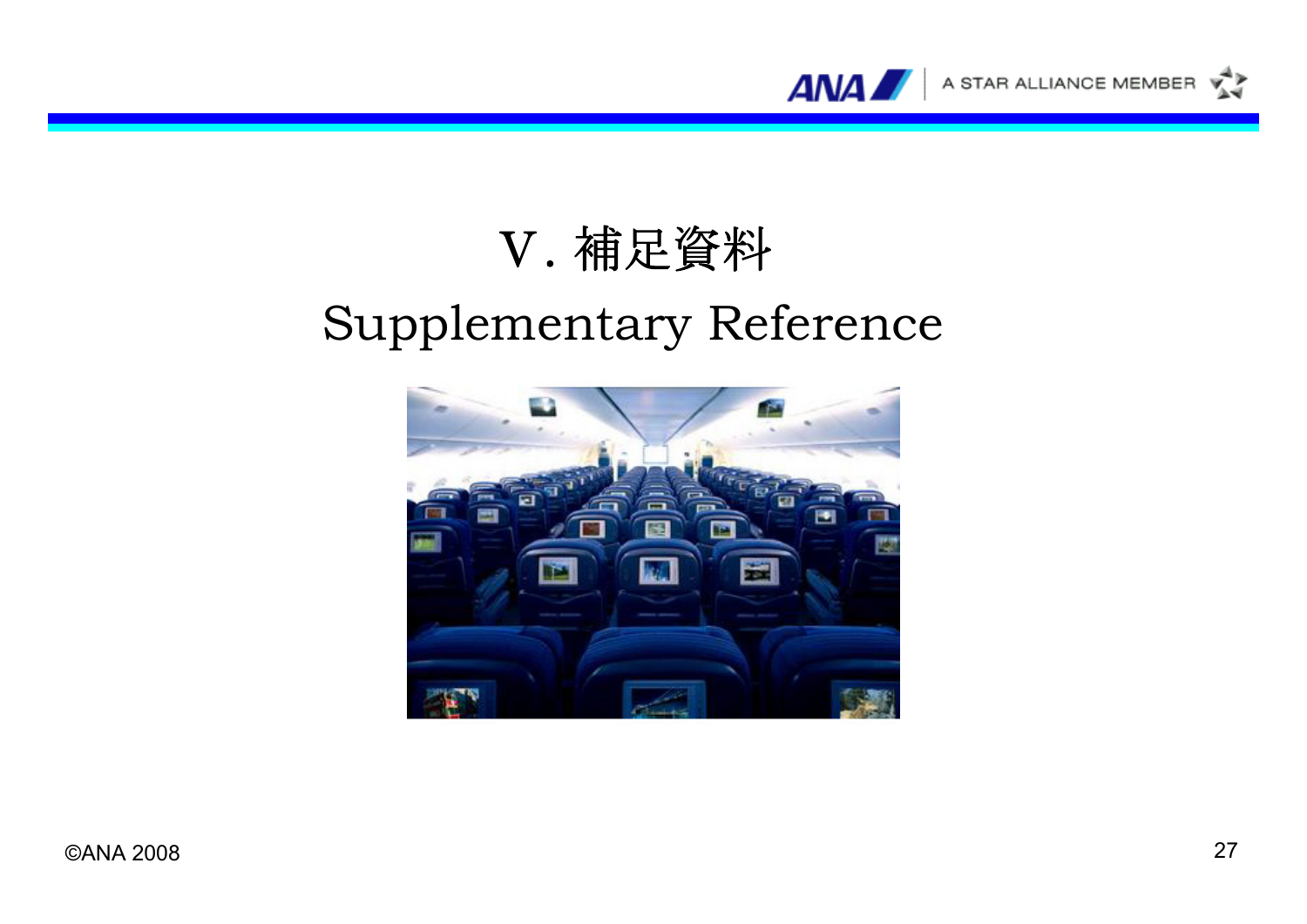# Ⅴ. 補足資料

# Supplementary Reference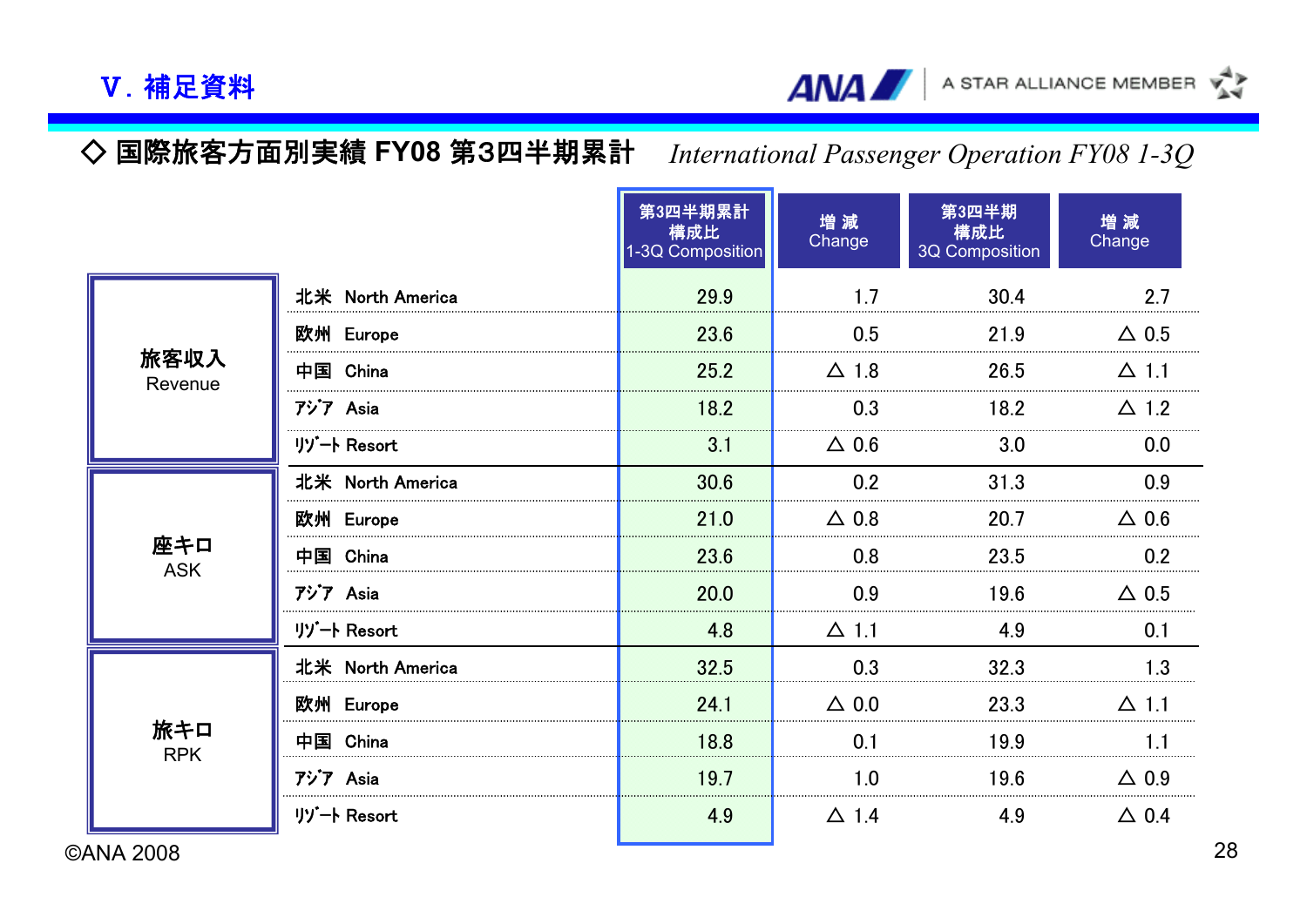## V. 補足資料

### ◇ 国際旅客方面別実績 FY08 第3四半期累計　*International Passenger Operation FY08 1-3Q*

| | | 第3四半期累計 構成比 1-3Q Composition | 増 減 Change | 第3四半期 構成比 3Q Composition | 増 減 Change |
|---|---|---|---|---|---|
| 旅客収入 Revenue | 北米 North America | 29.9 | 1.7 | 30.4 | 2.7 |
| | 欧州 Europe | 23.6 | 0.5 | 21.9 | △ 0.5 |
| | 中国 China | 25.2 | △ 1.8 | 26.5 | △ 1.1 |
| | ｱｼﾞｱ Asia | 18.2 | 0.3 | 18.2 | △ 1.2 |
| | ﾘｿﾞｰﾄ Resort | 3.1 | △ 0.6 | 3.0 | 0.0 |
| 座キロ ASK | 北米 North America | 30.6 | 0.2 | 31.3 | 0.9 |
| | 欧州 Europe | 21.0 | △ 0.8 | 20.7 | △ 0.6 |
| | 中国 China | 23.6 | 0.8 | 23.5 | 0.2 |
| | ｱｼﾞｱ Asia | 20.0 | 0.9 | 19.6 | △ 0.5 |
| | ﾘｿﾞｰﾄ Resort | 4.8 | △ 1.1 | 4.9 | 0.1 |
| 旅キロ RPK | 北米 North America | 32.5 | 0.3 | 32.3 | 1.3 |
| | 欧州 Europe | 24.1 | △ 0.0 | 23.3 | △ 1.1 |
| | 中国 China | 18.8 | 0.1 | 19.9 | 1.1 |
| | ｱｼﾞｱ Asia | 19.7 | 1.0 | 19.6 | △ 0.9 |
| | ﾘｿﾞｰﾄ Resort | 4.9 | △ 1.4 | 4.9 | △ 0.4 |

©ANA 2008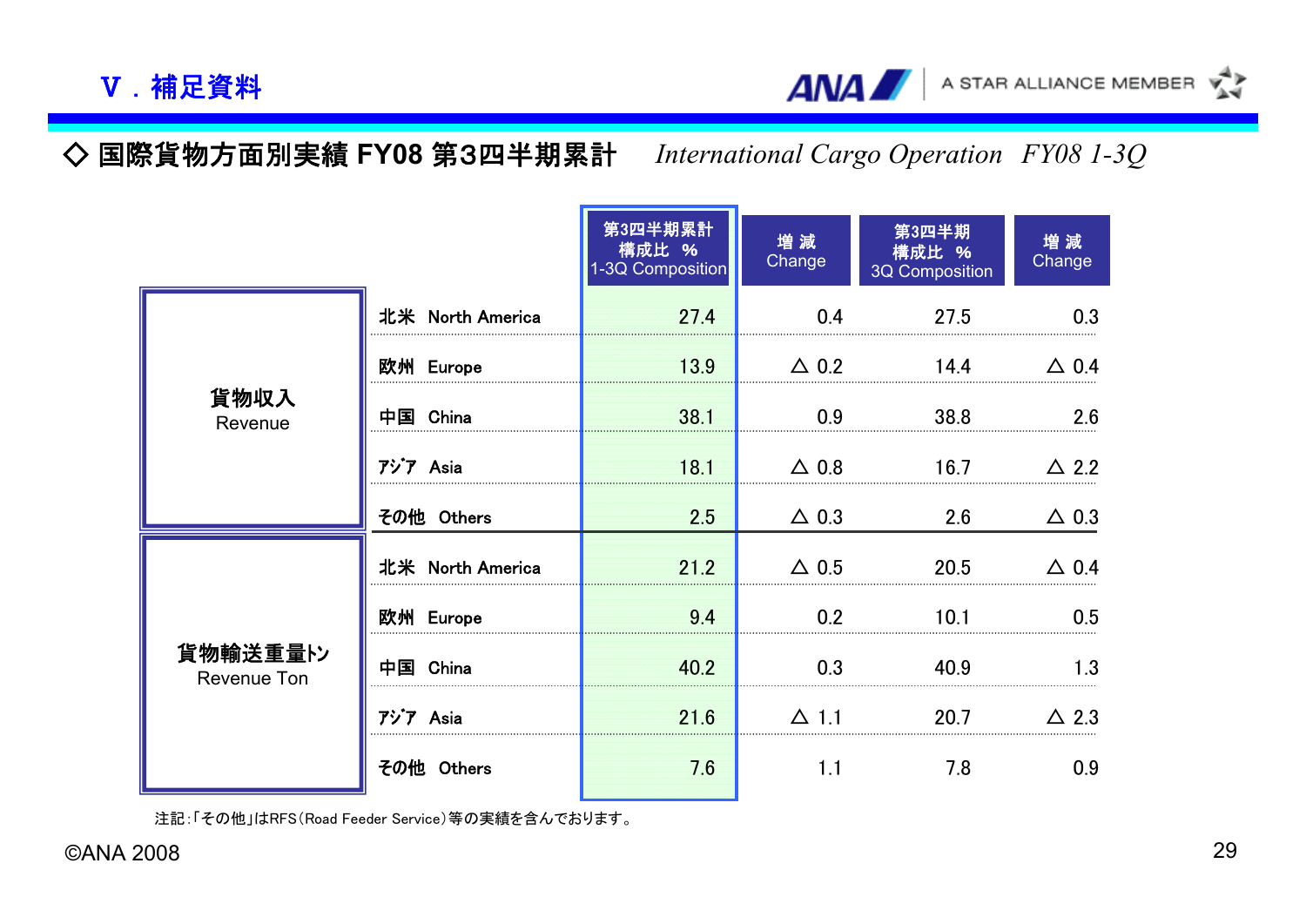## Ⅴ．補足資料

### ◇ 国際貨物方面別実績 FY08 第3四半期累計　*International Cargo Operation　FY08 1-3Q*

| | | 第3四半期累計 構成比 % 1-3Q Composition | 増 減 Change | 第3四半期 構成比 % 3Q Composition | 増 減 Change |
|---|---|---|---|---|---|
| 貨物収入 Revenue | 北米 North America | 27.4 | 0.4 | 27.5 | 0.3 |
| | 欧州 Europe | 13.9 | △ 0.2 | 14.4 | △ 0.4 |
| | 中国 China | 38.1 | 0.9 | 38.8 | 2.6 |
| | アジア Asia | 18.1 | △ 0.8 | 16.7 | △ 2.2 |
| | その他 Others | 2.5 | △ 0.3 | 2.6 | △ 0.3 |
| 貨物輸送重量トン Revenue Ton | 北米 North America | 21.2 | △ 0.5 | 20.5 | △ 0.4 |
| | 欧州 Europe | 9.4 | 0.2 | 10.1 | 0.5 |
| | 中国 China | 40.2 | 0.3 | 40.9 | 1.3 |
| | アジア Asia | 21.6 | △ 1.1 | 20.7 | △ 2.3 |
| | その他 Others | 7.6 | 1.1 | 7.8 | 0.9 |

注記:「その他」はRFS(Road Feeder Service)等の実績を含んでおります。

©ANA 2008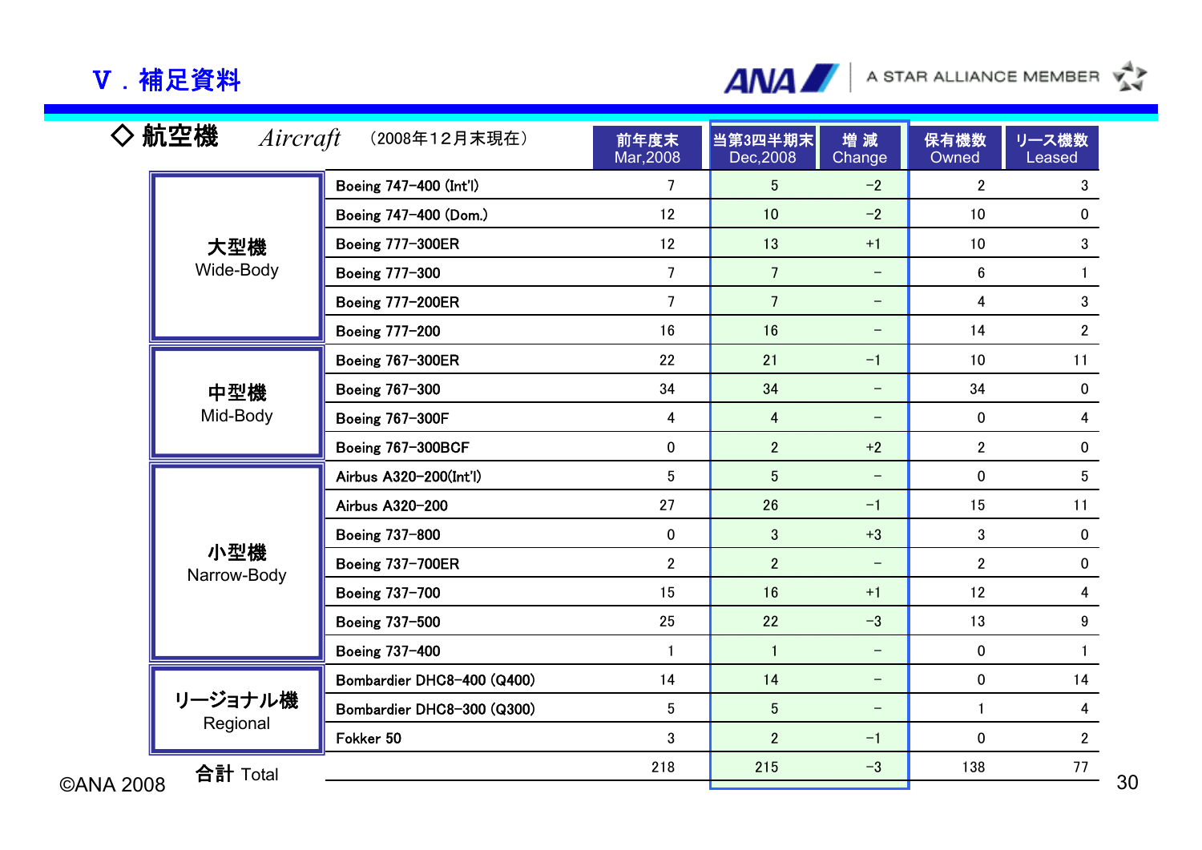# Ⅴ．補足資料

## ◇ 航空機 *Aircraft* （2008年１２月末現在）

| | | 前年度末 Mar,2008 | 当第3四半期末 Dec,2008 | 増 減 Change | 保有機数 Owned | リース機数 Leased |
|---|---|---|---|---|---|---|
| 大型機 Wide-Body | Boeing 747-400 (Int'l) | 7 | 5 | -2 | 2 | 3 |
| | Boeing 747-400 (Dom.) | 12 | 10 | -2 | 10 | 0 |
| | Boeing 777-300ER | 12 | 13 | +1 | 10 | 3 |
| | Boeing 777-300 | 7 | 7 | – | 6 | 1 |
| | Boeing 777-200ER | 7 | 7 | – | 4 | 3 |
| | Boeing 777-200 | 16 | 16 | – | 14 | 2 |
| 中型機 Mid-Body | Boeing 767-300ER | 22 | 21 | -1 | 10 | 11 |
| | Boeing 767-300 | 34 | 34 | – | 34 | 0 |
| | Boeing 767-300F | 4 | 4 | – | 0 | 4 |
| | Boeing 767-300BCF | 0 | 2 | +2 | 2 | 0 |
| 小型機 Narrow-Body | Airbus A320-200(Int'l) | 5 | 5 | – | 0 | 5 |
| | Airbus A320-200 | 27 | 26 | -1 | 15 | 11 |
| | Boeing 737-800 | 0 | 3 | +3 | 3 | 0 |
| | Boeing 737-700ER | 2 | 2 | – | 2 | 0 |
| | Boeing 737-700 | 15 | 16 | +1 | 12 | 4 |
| | Boeing 737-500 | 25 | 22 | -3 | 13 | 9 |
| | Boeing 737-400 | 1 | 1 | – | 0 | 1 |
| リージョナル機 Regional | Bombardier DHC8-400 (Q400) | 14 | 14 | – | 0 | 14 |
| | Bombardier DHC8-300 (Q300) | 5 | 5 | – | 1 | 4 |
| | Fokker 50 | 3 | 2 | -1 | 0 | 2 |
| 合計 Total | | 218 | 215 | -3 | 138 | 77 |

©ANA 2008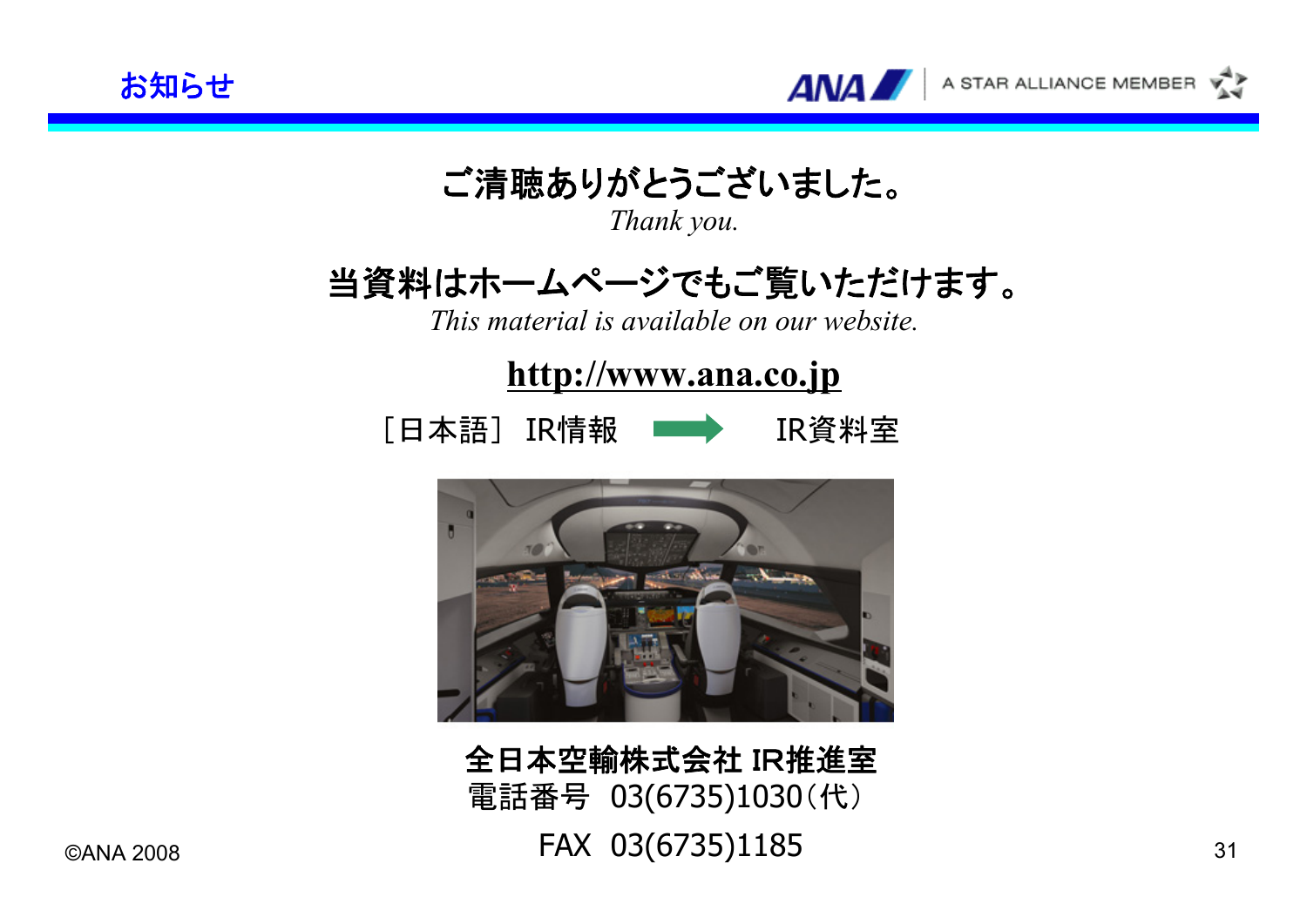お知らせ

ANA A STAR ALLIANCE MEMBER

**ご清聴ありがとうございました。**

*Thank you.*

**当資料はホームページでもご覧いただけます。**

*This material is available on our website.*

**http://www.ana.co.jp**

［日本語］ IR情報 → IR資料室

**全日本空輸株式会社 IR推進室**

電話番号 03(6735)1030（代）

FAX 03(6735)1185

©ANA 2008